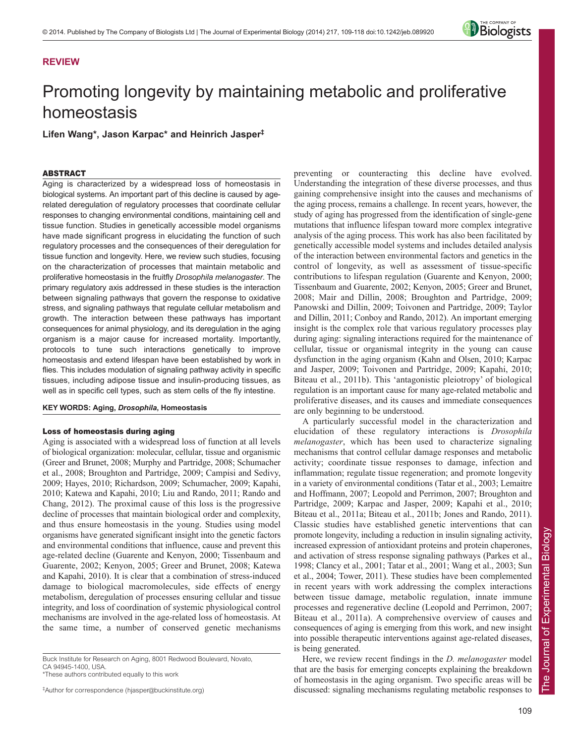**REVIEW**

# Promoting longevity by maintaining metabolic and proliferative homeostasis

**Lifen Wang*, Jason Karpac* and Heinrich Jasper‡**

## ABSTRACT

Aging is characterized by a widespread loss of homeostasis in biological systems. An important part of this decline is caused by age-related deregulation of regulatory processes that coordinate cellular responses to changing environmental conditions, maintaining cell and tissue function. Studies in genetically accessible model organisms have made significant progress in elucidating the function of such regulatory processes and the consequences of their deregulation for tissue function and longevity. Here, we review such studies, focusing on the characterization of processes that maintain metabolic and proliferative homeostasis in the fruitfly *Drosophila melanogaster*. The primary regulatory axis addressed in these studies is the interaction between signaling pathways that govern the response to oxidative stress, and signaling pathways that regulate cellular metabolism and growth. The interaction between these pathways has important consequences for animal physiology, and its deregulation in the aging organism is a major cause for increased mortality. Importantly, protocols to tune such interactions genetically to improve homeostasis and extend lifespan have been established by work in flies. This includes modulation of signaling pathway activity in specific tissues, including adipose tissue and insulin-producing tissues, as well as in specific cell types, such as stem cells of the fly intestine.

**KEY WORDS: Aging, *Drosophila*, Homeostasis**

## Loss of homeostasis during aging

Aging is associated with a widespread loss of function at all levels of biological organization: molecular, cellular, tissue and organismic (Greer and Brunet, 2008; Murphy and Partridge, 2008; Schumacher et al., 2008; Broughton and Partridge, 2009; Campisi and Sedivy, 2009; Hayes, 2010; Richardson, 2009; Schumacher, 2009; Kapahi, 2010; Katewa and Kapahi, 2010; Liu and Rando, 2011; Rando and Chang, 2012). The proximal cause of this loss is the progressive decline of processes that maintain biological order and complexity, and thus ensure homeostasis in the young. Studies using model organisms have generated significant insight into the genetic factors and environmental conditions that influence, cause and prevent this age-related decline (Guarente and Kenyon, 2000; Tissenbaum and Guarente, 2002; Kenyon, 2005; Greer and Brunet, 2008; Katewa and Kapahi, 2010). It is clear that a combination of stress-induced damage to biological macromolecules, side effects of energy metabolism, deregulation of processes ensuring cellular and tissue integrity, and loss of coordination of systemic physiological control mechanisms are involved in the age-related loss of homeostasis. At the same time, a number of conserved genetic mechanisms preventing or counteracting this decline have evolved. Understanding the integration of these diverse processes, and thus gaining comprehensive insight into the causes and mechanisms of the aging process, remains a challenge. In recent years, however, the study of aging has progressed from the identification of single-gene mutations that influence lifespan toward more complex integrative analysis of the aging process. This work has also been facilitated by genetically accessible model systems and includes detailed analysis of the interaction between environmental factors and genetics in the control of longevity, as well as assessment of tissue-specific contributions to lifespan regulation (Guarente and Kenyon, 2000; Tissenbaum and Guarente, 2002; Kenyon, 2005; Greer and Brunet, 2008; Mair and Dillin, 2008; Broughton and Partridge, 2009; Panowski and Dillin, 2009; Toivonen and Partridge, 2009; Taylor and Dillin, 2011; Conboy and Rando, 2012). An important emerging insight is the complex role that various regulatory processes play during aging: signaling interactions required for the maintenance of cellular, tissue or organismal integrity in the young can cause dysfunction in the aging organism (Kahn and Olsen, 2010; Karpac and Jasper, 2009; Toivonen and Partridge, 2009; Kapahi, 2010; Biteau et al., 2011b). This 'antagonistic pleiotropy' of biological regulation is an important cause for many age-related metabolic and proliferative diseases, and its causes and immediate consequences are only beginning to be understood.

A particularly successful model in the characterization and elucidation of these regulatory interactions is *Drosophila melanogaster*, which has been used to characterize signaling mechanisms that control cellular damage responses and metabolic activity; coordinate tissue responses to damage, infection and inflammation; regulate tissue regeneration; and promote longevity in a variety of environmental conditions (Tatar et al., 2003; Lemaitre and Hoffmann, 2007; Leopold and Perrimon, 2007; Broughton and Partridge, 2009; Karpac and Jasper, 2009; Kapahi et al., 2010; Biteau et al., 2011a; Biteau et al., 2011b; Jones and Rando, 2011). Classic studies have established genetic interventions that can promote longevity, including a reduction in insulin signaling activity, increased expression of antioxidant proteins and protein chaperones, and activation of stress response signaling pathways (Parkes et al., 1998; Clancy et al., 2001; Tatar et al., 2001; Wang et al., 2003; Sun et al., 2004; Tower, 2011). These studies have been complemented in recent years with work addressing the complex interactions between tissue damage, metabolic regulation, innate immune processes and regenerative decline (Leopold and Perrimon, 2007; Biteau et al., 2011a). A comprehensive overview of causes and consequences of aging is emerging from this work, and new insight into possible therapeutic interventions against age-related diseases, is being generated.

Here, we review recent findings in the *D. melanogaster* model that are the basis for emerging concepts explaining the breakdown of homeostasis in the aging organism. Two specific areas will be discussed: signaling mechanisms regulating metabolic responses to

Buck Institute for Research on Aging, 8001 Redwood Boulevard, Novato, CA 94945-1400, USA.
*These authors contributed equally to this work

‡Author for correspondence (hjasper@buckinstitute.org)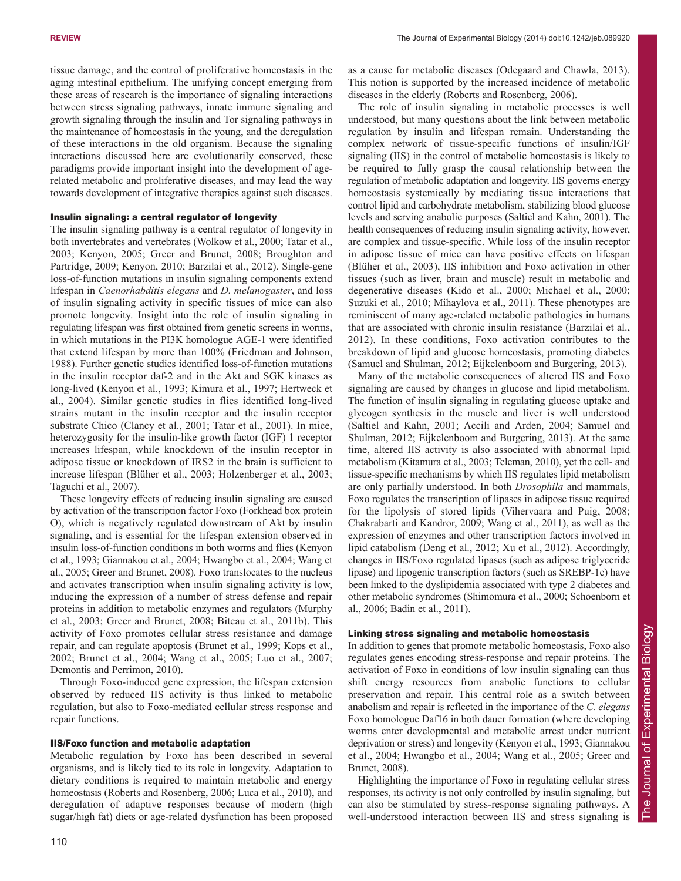tissue damage, and the control of proliferative homeostasis in the aging intestinal epithelium. The unifying concept emerging from these areas of research is the importance of signaling interactions between stress signaling pathways, innate immune signaling and growth signaling through the insulin and Tor signaling pathways in the maintenance of homeostasis in the young, and the deregulation of these interactions in the old organism. Because the signaling interactions discussed here are evolutionarily conserved, these paradigms provide important insight into the development of age-related metabolic and proliferative diseases, and may lead the way towards development of integrative therapies against such diseases.

### Insulin signaling: a central regulator of longevity

The insulin signaling pathway is a central regulator of longevity in both invertebrates and vertebrates (Wolkow et al., 2000; Tatar et al., 2003; Kenyon, 2005; Greer and Brunet, 2008; Broughton and Partridge, 2009; Kenyon, 2010; Barzilai et al., 2012). Single-gene loss-of-function mutations in insulin signaling components extend lifespan in *Caenorhabditis elegans* and *D. melanogaster*, and loss of insulin signaling activity in specific tissues of mice can also promote longevity. Insight into the role of insulin signaling in regulating lifespan was first obtained from genetic screens in worms, in which mutations in the PI3K homologue AGE-1 were identified that extend lifespan by more than 100% (Friedman and Johnson, 1988). Further genetic studies identified loss-of-function mutations in the insulin receptor daf-2 and in the Akt and SGK kinases as long-lived (Kenyon et al., 1993; Kimura et al., 1997; Hertweck et al., 2004). Similar genetic studies in flies identified long-lived strains mutant in the insulin receptor and the insulin receptor substrate Chico (Clancy et al., 2001; Tatar et al., 2001). In mice, heterozygosity for the insulin-like growth factor (IGF) 1 receptor increases lifespan, while knockdown of the insulin receptor in adipose tissue or knockdown of IRS2 in the brain is sufficient to increase lifespan (Blüher et al., 2003; Holzenberger et al., 2003; Taguchi et al., 2007).

These longevity effects of reducing insulin signaling are caused by activation of the transcription factor Foxo (Forkhead box protein O), which is negatively regulated downstream of Akt by insulin signaling, and is essential for the lifespan extension observed in insulin loss-of-function conditions in both worms and flies (Kenyon et al., 1993; Giannakou et al., 2004; Hwangbo et al., 2004; Wang et al., 2005; Greer and Brunet, 2008). Foxo translocates to the nucleus and activates transcription when insulin signaling activity is low, inducing the expression of a number of stress defense and repair proteins in addition to metabolic enzymes and regulators (Murphy et al., 2003; Greer and Brunet, 2008; Biteau et al., 2011b). This activity of Foxo promotes cellular stress resistance and damage repair, and can regulate apoptosis (Brunet et al., 1999; Kops et al., 2002; Brunet et al., 2004; Wang et al., 2005; Luo et al., 2007; Demontis and Perrimon, 2010).

Through Foxo-induced gene expression, the lifespan extension observed by reduced IIS activity is thus linked to metabolic regulation, but also to Foxo-mediated cellular stress response and repair functions.

### IIS/Foxo function and metabolic adaptation

Metabolic regulation by Foxo has been described in several organisms, and is likely tied to its role in longevity. Adaptation to dietary conditions is required to maintain metabolic and energy homeostasis (Roberts and Rosenberg, 2006; Luca et al., 2010), and deregulation of adaptive responses because of modern (high sugar/high fat) diets or age-related dysfunction has been proposed as a cause for metabolic diseases (Odegaard and Chawla, 2013). This notion is supported by the increased incidence of metabolic diseases in the elderly (Roberts and Rosenberg, 2006).

The role of insulin signaling in metabolic processes is well understood, but many questions about the link between metabolic regulation by insulin and lifespan remain. Understanding the complex network of tissue-specific functions of insulin/IGF signaling (IIS) in the control of metabolic homeostasis is likely to be required to fully grasp the causal relationship between the regulation of metabolic adaptation and longevity. IIS governs energy homeostasis systemically by mediating tissue interactions that control lipid and carbohydrate metabolism, stabilizing blood glucose levels and serving anabolic purposes (Saltiel and Kahn, 2001). The health consequences of reducing insulin signaling activity, however, are complex and tissue-specific. While loss of the insulin receptor in adipose tissue of mice can have positive effects on lifespan (Blüher et al., 2003), IIS inhibition and Foxo activation in other tissues (such as liver, brain and muscle) result in metabolic and degenerative diseases (Kido et al., 2000; Michael et al., 2000; Suzuki et al., 2010; Mihaylova et al., 2011). These phenotypes are reminiscent of many age-related metabolic pathologies in humans that are associated with chronic insulin resistance (Barzilai et al., 2012). In these conditions, Foxo activation contributes to the breakdown of lipid and glucose homeostasis, promoting diabetes (Samuel and Shulman, 2012; Eijkelenboom and Burgering, 2013).

Many of the metabolic consequences of altered IIS and Foxo signaling are caused by changes in glucose and lipid metabolism. The function of insulin signaling in regulating glucose uptake and glycogen synthesis in the muscle and liver is well understood (Saltiel and Kahn, 2001; Accili and Arden, 2004; Samuel and Shulman, 2012; Eijkelenboom and Burgering, 2013). At the same time, altered IIS activity is also associated with abnormal lipid metabolism (Kitamura et al., 2003; Teleman, 2010), yet the cell- and tissue-specific mechanisms by which IIS regulates lipid metabolism are only partially understood. In both *Drosophila* and mammals, Foxo regulates the transcription of lipases in adipose tissue required for the lipolysis of stored lipids (Vihervaara and Puig, 2008; Chakrabarti and Kandror, 2009; Wang et al., 2011), as well as the expression of enzymes and other transcription factors involved in lipid catabolism (Deng et al., 2012; Xu et al., 2012). Accordingly, changes in IIS/Foxo regulated lipases (such as adipose triglyceride lipase) and lipogenic transcription factors (such as SREBP-1c) have been linked to the dyslipidemia associated with type 2 diabetes and other metabolic syndromes (Shimomura et al., 2000; Schoenborn et al., 2006; Badin et al., 2011).

### Linking stress signaling and metabolic homeostasis

In addition to genes that promote metabolic homeostasis, Foxo also regulates genes encoding stress-response and repair proteins. The activation of Foxo in conditions of low insulin signaling can thus shift energy resources from anabolic functions to cellular preservation and repair. This central role as a switch between anabolism and repair is reflected in the importance of the *C. elegans* Foxo homologue Daf16 in both dauer formation (where developing worms enter developmental and metabolic arrest under nutrient deprivation or stress) and longevity (Kenyon et al., 1993; Giannakou et al., 2004; Hwangbo et al., 2004; Wang et al., 2005; Greer and Brunet, 2008).

Highlighting the importance of Foxo in regulating cellular stress responses, its activity is not only controlled by insulin signaling, but can also be stimulated by stress-response signaling pathways. A well-understood interaction between IIS and stress signaling is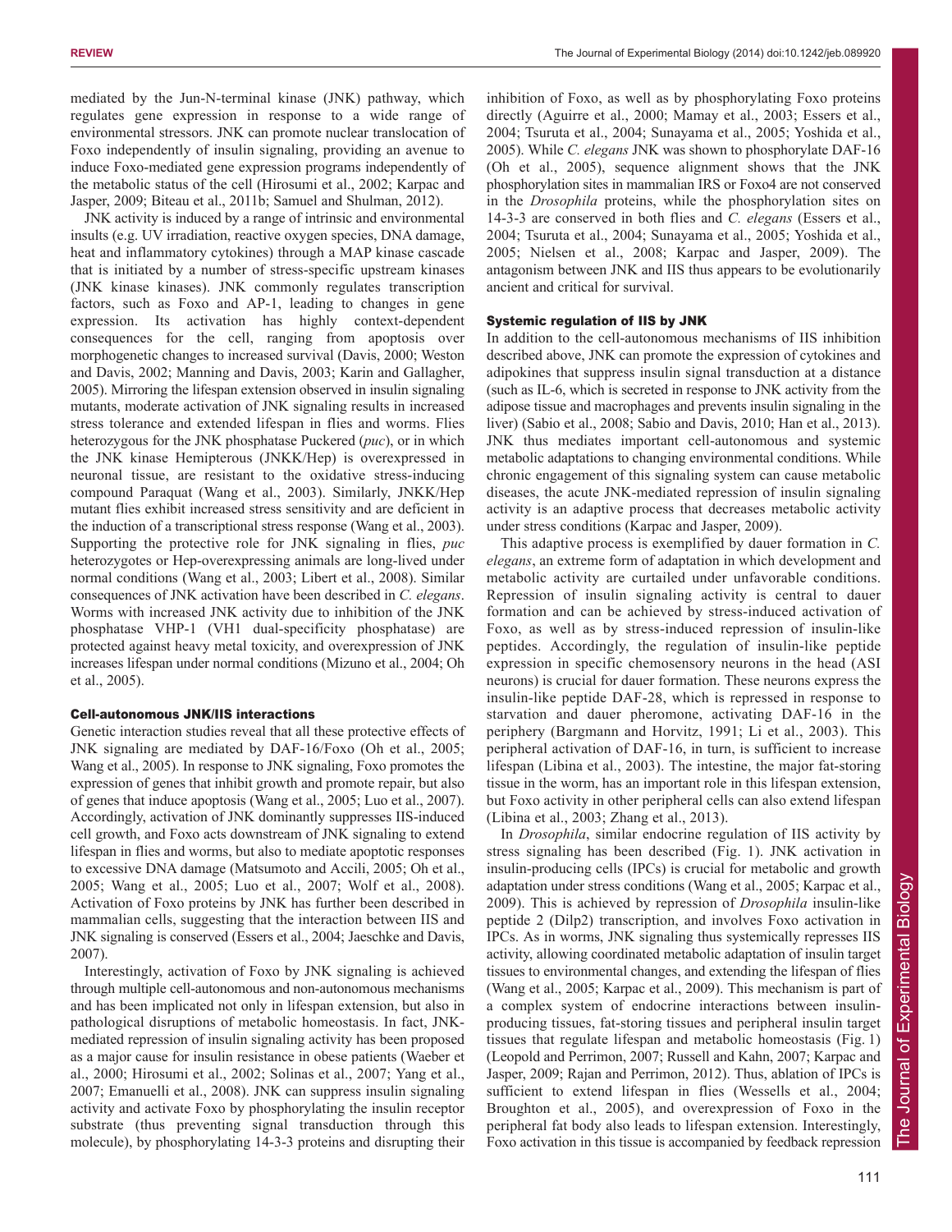mediated by the Jun-N-terminal kinase (JNK) pathway, which regulates gene expression in response to a wide range of environmental stressors. JNK can promote nuclear translocation of Foxo independently of insulin signaling, providing an avenue to induce Foxo-mediated gene expression programs independently of the metabolic status of the cell (Hirosumi et al., 2002; Karpac and Jasper, 2009; Biteau et al., 2011b; Samuel and Shulman, 2012).

JNK activity is induced by a range of intrinsic and environmental insults (e.g. UV irradiation, reactive oxygen species, DNA damage, heat and inflammatory cytokines) through a MAP kinase cascade that is initiated by a number of stress-specific upstream kinases (JNK kinase kinases). JNK commonly regulates transcription factors, such as Foxo and AP-1, leading to changes in gene expression. Its activation has highly context-dependent consequences for the cell, ranging from apoptosis over morphogenetic changes to increased survival (Davis, 2000; Weston and Davis, 2002; Manning and Davis, 2003; Karin and Gallagher, 2005). Mirroring the lifespan extension observed in insulin signaling mutants, moderate activation of JNK signaling results in increased stress tolerance and extended lifespan in flies and worms. Flies heterozygous for the JNK phosphatase Puckered (*puc*), or in which the JNK kinase Hemipterous (JNKK/Hep) is overexpressed in neuronal tissue, are resistant to the oxidative stress-inducing compound Paraquat (Wang et al., 2003). Similarly, JNKK/Hep mutant flies exhibit increased stress sensitivity and are deficient in the induction of a transcriptional stress response (Wang et al., 2003). Supporting the protective role for JNK signaling in flies, *puc* heterozygotes or Hep-overexpressing animals are long-lived under normal conditions (Wang et al., 2003; Libert et al., 2008). Similar consequences of JNK activation have been described in *C. elegans*. Worms with increased JNK activity due to inhibition of the JNK phosphatase VHP-1 (VH1 dual-specificity phosphatase) are protected against heavy metal toxicity, and overexpression of JNK increases lifespan under normal conditions (Mizuno et al., 2004; Oh et al., 2005).

### Cell-autonomous JNK/IIS interactions

Genetic interaction studies reveal that all these protective effects of JNK signaling are mediated by DAF-16/Foxo (Oh et al., 2005; Wang et al., 2005). In response to JNK signaling, Foxo promotes the expression of genes that inhibit growth and promote repair, but also of genes that induce apoptosis (Wang et al., 2005; Luo et al., 2007). Accordingly, activation of JNK dominantly suppresses IIS-induced cell growth, and Foxo acts downstream of JNK signaling to extend lifespan in flies and worms, but also to mediate apoptotic responses to excessive DNA damage (Matsumoto and Accili, 2005; Oh et al., 2005; Wang et al., 2005; Luo et al., 2007; Wolf et al., 2008). Activation of Foxo proteins by JNK has further been described in mammalian cells, suggesting that the interaction between IIS and JNK signaling is conserved (Essers et al., 2004; Jaeschke and Davis, 2007).

Interestingly, activation of Foxo by JNK signaling is achieved through multiple cell-autonomous and non-autonomous mechanisms and has been implicated not only in lifespan extension, but also in pathological disruptions of metabolic homeostasis. In fact, JNK-mediated repression of insulin signaling activity has been proposed as a major cause for insulin resistance in obese patients (Waeber et al., 2000; Hirosumi et al., 2002; Solinas et al., 2007; Yang et al., 2007; Emanuelli et al., 2008). JNK can suppress insulin signaling activity and activate Foxo by phosphorylating the insulin receptor substrate (thus preventing signal transduction through this molecule), by phosphorylating 14-3-3 proteins and disrupting their inhibition of Foxo, as well as by phosphorylating Foxo proteins directly (Aguirre et al., 2000; Mamay et al., 2003; Essers et al., 2004; Tsuruta et al., 2004; Sunayama et al., 2005; Yoshida et al., 2005). While *C. elegans* JNK was shown to phosphorylate DAF-16 (Oh et al., 2005), sequence alignment shows that the JNK phosphorylation sites in mammalian IRS or Foxo4 are not conserved in the *Drosophila* proteins, while the phosphorylation sites on 14-3-3 are conserved in both flies and *C. elegans* (Essers et al., 2004; Tsuruta et al., 2004; Sunayama et al., 2005; Yoshida et al., 2005; Nielsen et al., 2008; Karpac and Jasper, 2009). The antagonism between JNK and IIS thus appears to be evolutionarily ancient and critical for survival.

### Systemic regulation of IIS by JNK

In addition to the cell-autonomous mechanisms of IIS inhibition described above, JNK can promote the expression of cytokines and adipokines that suppress insulin signal transduction at a distance (such as IL-6, which is secreted in response to JNK activity from the adipose tissue and macrophages and prevents insulin signaling in the liver) (Sabio et al., 2008; Sabio and Davis, 2010; Han et al., 2013). JNK thus mediates important cell-autonomous and systemic metabolic adaptations to changing environmental conditions. While chronic engagement of this signaling system can cause metabolic diseases, the acute JNK-mediated repression of insulin signaling activity is an adaptive process that decreases metabolic activity under stress conditions (Karpac and Jasper, 2009).

This adaptive process is exemplified by dauer formation in *C. elegans*, an extreme form of adaptation in which development and metabolic activity are curtailed under unfavorable conditions. Repression of insulin signaling activity is central to dauer formation and can be achieved by stress-induced activation of Foxo, as well as by stress-induced repression of insulin-like peptides. Accordingly, the regulation of insulin-like peptide expression in specific chemosensory neurons in the head (ASI neurons) is crucial for dauer formation. These neurons express the insulin-like peptide DAF-28, which is repressed in response to starvation and dauer pheromone, activating DAF-16 in the periphery (Bargmann and Horvitz, 1991; Li et al., 2003). This peripheral activation of DAF-16, in turn, is sufficient to increase lifespan (Libina et al., 2003). The intestine, the major fat-storing tissue in the worm, has an important role in this lifespan extension, but Foxo activity in other peripheral cells can also extend lifespan (Libina et al., 2003; Zhang et al., 2013).

In *Drosophila*, similar endocrine regulation of IIS activity by stress signaling has been described (Fig. 1). JNK activation in insulin-producing cells (IPCs) is crucial for metabolic and growth adaptation under stress conditions (Wang et al., 2005; Karpac et al., 2009). This is achieved by repression of *Drosophila* insulin-like peptide 2 (Dilp2) transcription, and involves Foxo activation in IPCs. As in worms, JNK signaling thus systemically represses IIS activity, allowing coordinated metabolic adaptation of insulin target tissues to environmental changes, and extending the lifespan of flies (Wang et al., 2005; Karpac et al., 2009). This mechanism is part of a complex system of endocrine interactions between insulin-producing tissues, fat-storing tissues and peripheral insulin target tissues that regulate lifespan and metabolic homeostasis (Fig. 1) (Leopold and Perrimon, 2007; Russell and Kahn, 2007; Karpac and Jasper, 2009; Rajan and Perrimon, 2012). Thus, ablation of IPCs is sufficient to extend lifespan in flies (Wessells et al., 2004; Broughton et al., 2005), and overexpression of Foxo in the peripheral fat body also leads to lifespan extension. Interestingly, Foxo activation in this tissue is accompanied by feedback repression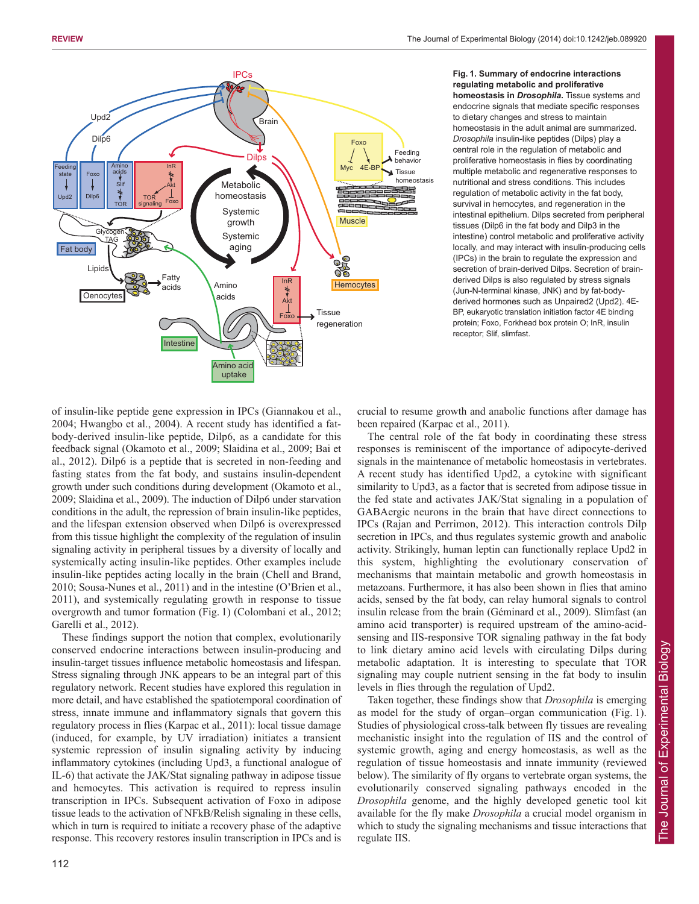**Fig. 1. Summary of endocrine interactions regulating metabolic and proliferative homeostasis in *Drosophila*.** Tissue systems and endocrine signals that mediate specific responses to dietary changes and stress to maintain homeostasis in the adult animal are summarized. *Drosophila* insulin-like peptides (Dilps) play a central role in the regulation of metabolic and proliferative homeostasis in flies by coordinating multiple metabolic and regenerative responses to nutritional and stress conditions. This includes regulation of metabolic activity in the fat body, survival in hemocytes, and regeneration in the intestinal epithelium. Dilps secreted from peripheral tissues (Dilp6 in the fat body and Dilp3 in the intestine) control metabolic and proliferative activity locally, and may interact with insulin-producing cells (IPCs) in the brain to regulate the expression and secretion of brain-derived Dilps. Secretion of brain-derived Dilps is also regulated by stress signals (Jun-N-terminal kinase, JNK) and by fat-body-derived hormones such as Unpaired2 (Upd2). 4E-BP, eukaryotic translation initiation factor 4E binding protein; Foxo, Forkhead box protein O; InR, insulin receptor; Slif, slimfast.

of insulin-like peptide gene expression in IPCs (Giannakou et al., 2004; Hwangbo et al., 2004). A recent study has identified a fat-body-derived insulin-like peptide, Dilp6, as a candidate for this feedback signal (Okamoto et al., 2009; Slaidina et al., 2009; Bai et al., 2012). Dilp6 is a peptide that is secreted in non-feeding and fasting states from the fat body, and sustains insulin-dependent growth under such conditions during development (Okamoto et al., 2009; Slaidina et al., 2009). The induction of Dilp6 under starvation conditions in the adult, the repression of brain insulin-like peptides, and the lifespan extension observed when Dilp6 is overexpressed from this tissue highlight the complexity of the regulation of insulin signaling activity in peripheral tissues by a diversity of locally and systemically acting insulin-like peptides. Other examples include insulin-like peptides acting locally in the brain (Chell and Brand, 2010; Sousa-Nunes et al., 2011) and in the intestine (O'Brien et al., 2011), and systemically regulating growth in response to tissue overgrowth and tumor formation (Fig. 1) (Colombani et al., 2012; Garelli et al., 2012).

These findings support the notion that complex, evolutionarily conserved endocrine interactions between insulin-producing and insulin-target tissues influence metabolic homeostasis and lifespan. Stress signaling through JNK appears to be an integral part of this regulatory network. Recent studies have explored this regulation in more detail, and have established the spatiotemporal coordination of stress, innate immune and inflammatory signals that govern this regulatory process in flies (Karpac et al., 2011): local tissue damage (induced, for example, by UV irradiation) initiates a transient systemic repression of insulin signaling activity by inducing inflammatory cytokines (including Upd3, a functional analogue of IL-6) that activate the JAK/Stat signaling pathway in adipose tissue and hemocytes. This activation is required to repress insulin transcription in IPCs. Subsequent activation of Foxo in adipose tissue leads to the activation of NFκB/Relish signaling in these cells, which in turn is required to initiate a recovery phase of the adaptive response. This recovery restores insulin transcription in IPCs and is crucial to resume growth and anabolic functions after damage has been repaired (Karpac et al., 2011).

The central role of the fat body in coordinating these stress responses is reminiscent of the importance of adipocyte-derived signals in the maintenance of metabolic homeostasis in vertebrates. A recent study has identified Upd2, a cytokine with significant similarity to Upd3, as a factor that is secreted from adipose tissue in the fed state and activates JAK/Stat signaling in a population of GABAergic neurons in the brain that have direct connections to IPCs (Rajan and Perrimon, 2012). This interaction controls Dilp secretion in IPCs, and thus regulates systemic growth and anabolic activity. Strikingly, human leptin can functionally replace Upd2 in this system, highlighting the evolutionary conservation of mechanisms that maintain metabolic and growth homeostasis in metazoans. Furthermore, it has also been shown in flies that amino acids, sensed by the fat body, can relay humoral signals to control insulin release from the brain (Géminard et al., 2009). Slimfast (an amino acid transporter) is required upstream of the amino-acid-sensing and IIS-responsive TOR signaling pathway in the fat body to link dietary amino acid levels with circulating Dilps during metabolic adaptation. It is interesting to speculate that TOR signaling may couple nutrient sensing in the fat body to insulin levels in flies through the regulation of Upd2.

Taken together, these findings show that *Drosophila* is emerging as model for the study of organ–organ communication (Fig. 1). Studies of physiological cross-talk between fly tissues are revealing mechanistic insight into the regulation of IIS and the control of systemic growth, aging and energy homeostasis, as well as the regulation of tissue homeostasis and innate immunity (reviewed below). The similarity of fly organs to vertebrate organ systems, the evolutionarily conserved signaling pathways encoded in the *Drosophila* genome, and the highly developed genetic tool kit available for the fly make *Drosophila* a crucial model organism in which to study the signaling mechanisms and tissue interactions that regulate IIS.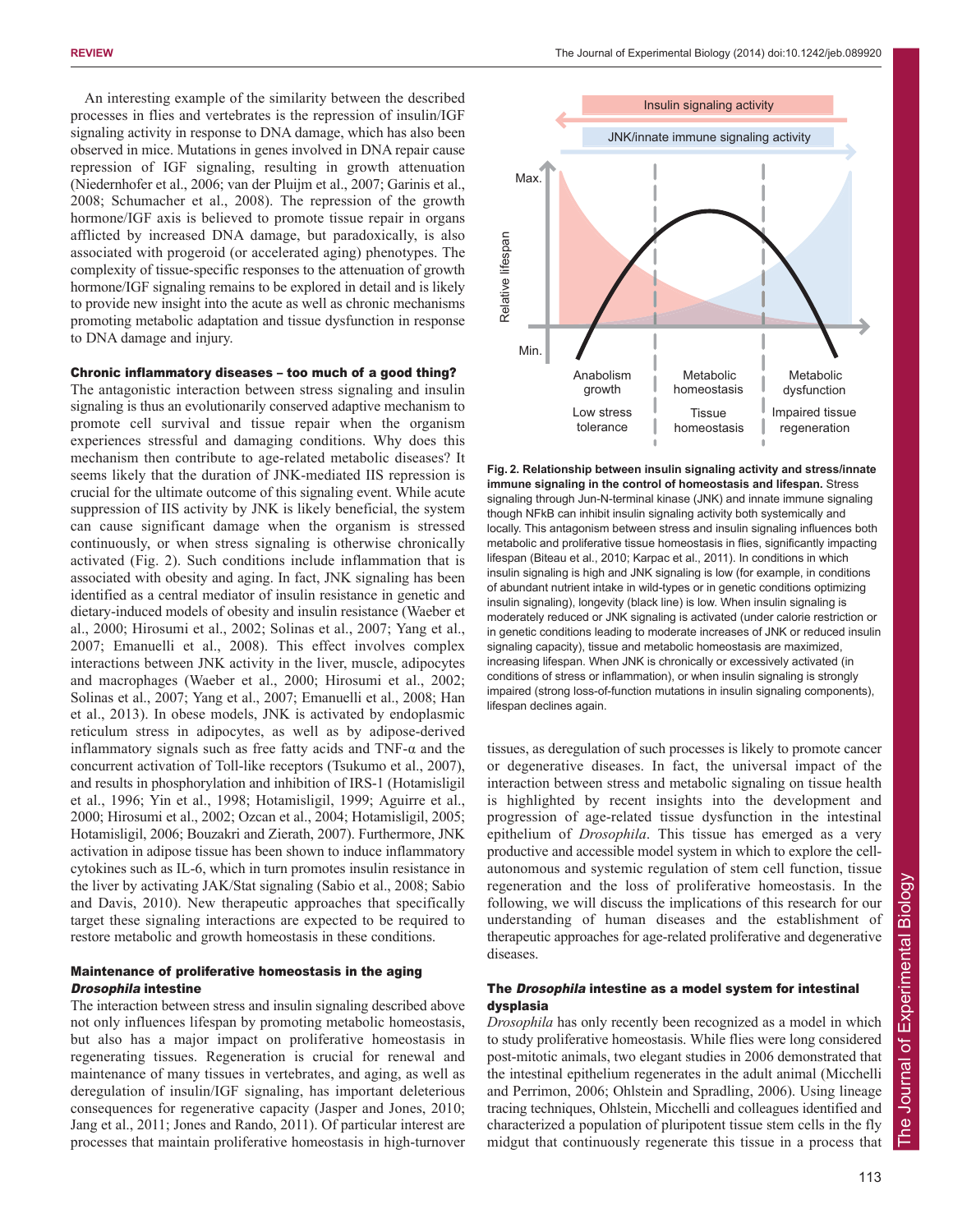An interesting example of the similarity between the described processes in flies and vertebrates is the repression of insulin/IGF signaling activity in response to DNA damage, which has also been observed in mice. Mutations in genes involved in DNA repair cause repression of IGF signaling, resulting in growth attenuation (Niedernhofer et al., 2006; van der Pluijm et al., 2007; Garinis et al., 2008; Schumacher et al., 2008). The repression of the growth hormone/IGF axis is believed to promote tissue repair in organs afflicted by increased DNA damage, but paradoxically, is also associated with progeroid (or accelerated aging) phenotypes. The complexity of tissue-specific responses to the attenuation of growth hormone/IGF signaling remains to be explored in detail and is likely to provide new insight into the acute as well as chronic mechanisms promoting metabolic adaptation and tissue dysfunction in response to DNA damage and injury.

### Chronic inflammatory diseases – too much of a good thing?

The antagonistic interaction between stress signaling and insulin signaling is thus an evolutionarily conserved adaptive mechanism to promote cell survival and tissue repair when the organism experiences stressful and damaging conditions. Why does this mechanism then contribute to age-related metabolic diseases? It seems likely that the duration of JNK-mediated IIS repression is crucial for the ultimate outcome of this signaling event. While acute suppression of IIS activity by JNK is likely beneficial, the system can cause significant damage when the organism is stressed continuously, or when stress signaling is otherwise chronically activated (Fig. 2). Such conditions include inflammation that is associated with obesity and aging. In fact, JNK signaling has been identified as a central mediator of insulin resistance in genetic and dietary-induced models of obesity and insulin resistance (Waeber et al., 2000; Hirosumi et al., 2002; Solinas et al., 2007; Yang et al., 2007; Emanuelli et al., 2008). This effect involves complex interactions between JNK activity in the liver, muscle, adipocytes and macrophages (Waeber et al., 2000; Hirosumi et al., 2002; Solinas et al., 2007; Yang et al., 2007; Emanuelli et al., 2008; Han et al., 2013). In obese models, JNK is activated by endoplasmic reticulum stress in adipocytes, as well as by adipose-derived inflammatory signals such as free fatty acids and TNF-α and the concurrent activation of Toll-like receptors (Tsukumo et al., 2007), and results in phosphorylation and inhibition of IRS-1 (Hotamisligil et al., 1996; Yin et al., 1998; Hotamisligil, 1999; Aguirre et al., 2000; Hirosumi et al., 2002; Ozcan et al., 2004; Hotamisligil, 2005; Hotamisligil, 2006; Bouzakri and Zierath, 2007). Furthermore, JNK activation in adipose tissue has been shown to induce inflammatory cytokines such as IL-6, which in turn promotes insulin resistance in the liver by activating JAK/Stat signaling (Sabio et al., 2008; Sabio and Davis, 2010). New therapeutic approaches that specifically target these signaling interactions are expected to be required to restore metabolic and growth homeostasis in these conditions.

### Maintenance of proliferative homeostasis in the aging *Drosophila* intestine

The interaction between stress and insulin signaling described above not only influences lifespan by promoting metabolic homeostasis, but also has a major impact on proliferative homeostasis in regenerating tissues. Regeneration is crucial for renewal and maintenance of many tissues in vertebrates, and aging, as well as deregulation of insulin/IGF signaling, has important deleterious consequences for regenerative capacity (Jasper and Jones, 2010; Jang et al., 2011; Jones and Rando, 2011). Of particular interest are processes that maintain proliferative homeostasis in high-turnover tissues, as deregulation of such processes is likely to promote cancer or degenerative diseases. In fact, the universal impact of the interaction between stress and metabolic signaling on tissue health is highlighted by recent insights into the development and progression of age-related tissue dysfunction in the intestinal epithelium of *Drosophila*. This tissue has emerged as a very productive and accessible model system in which to explore the cell-autonomous and systemic regulation of stem cell function, tissue regeneration and the loss of proliferative homeostasis. In the following, we will discuss the implications of this research for our understanding of human diseases and the establishment of therapeutic approaches for age-related proliferative and degenerative diseases.

**Fig. 2. Relationship between insulin signaling activity and stress/innate immune signaling in the control of homeostasis and lifespan.** Stress signaling through Jun-N-terminal kinase (JNK) and innate immune signaling though NFkB can inhibit insulin signaling activity both systemically and locally. This antagonism between stress and insulin signaling influences both metabolic and proliferative tissue homeostasis in flies, significantly impacting lifespan (Biteau et al., 2010; Karpac et al., 2011). In conditions in which insulin signaling is high and JNK signaling is low (for example, in conditions of abundant nutrient intake in wild-types or in genetic conditions optimizing insulin signaling), longevity (black line) is low. When insulin signaling is moderately reduced or JNK signaling is activated (under calorie restriction or in genetic conditions leading to moderate increases of JNK or reduced insulin signaling capacity), tissue and metabolic homeostasis are maximized, increasing lifespan. When JNK is chronically or excessively activated (in conditions of stress or inflammation), or when insulin signaling is strongly impaired (strong loss-of-function mutations in insulin signaling components), lifespan declines again.

### The *Drosophila* intestine as a model system for intestinal dysplasia

*Drosophila* has only recently been recognized as a model in which to study proliferative homeostasis. While flies were long considered post-mitotic animals, two elegant studies in 2006 demonstrated that the intestinal epithelium regenerates in the adult animal (Micchelli and Perrimon, 2006; Ohlstein and Spradling, 2006). Using lineage tracing techniques, Ohlstein, Micchelli and colleagues identified and characterized a population of pluripotent tissue stem cells in the fly midgut that continuously regenerate this tissue in a process that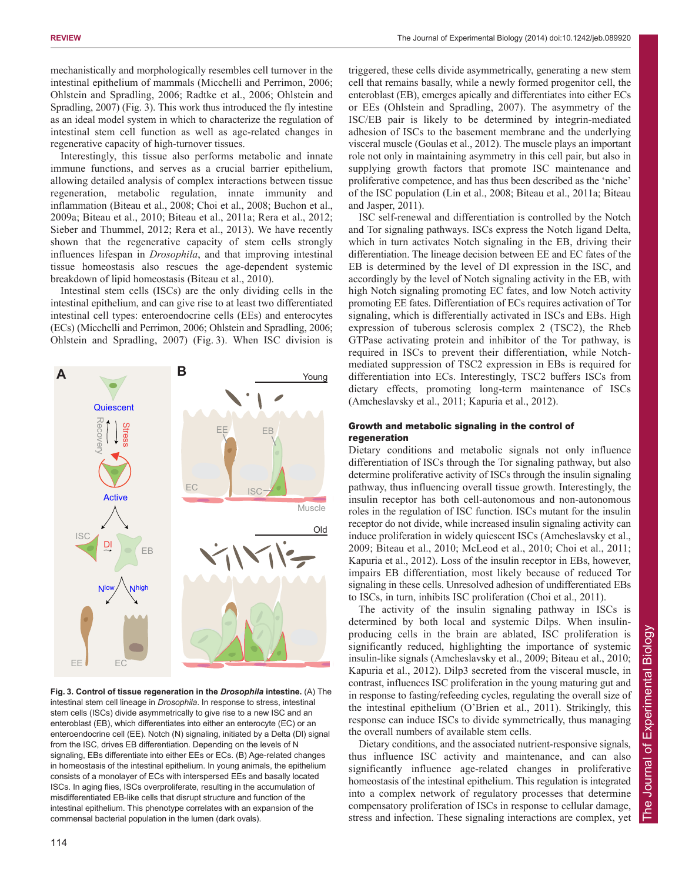mechanistically and morphologically resembles cell turnover in the intestinal epithelium of mammals (Micchelli and Perrimon, 2006; Ohlstein and Spradling, 2006; Radtke et al., 2006; Ohlstein and Spradling, 2007) (Fig. 3). This work thus introduced the fly intestine as an ideal model system in which to characterize the regulation of intestinal stem cell function as well as age-related changes in regenerative capacity of high-turnover tissues.

Interestingly, this tissue also performs metabolic and innate immune functions, and serves as a crucial barrier epithelium, allowing detailed analysis of complex interactions between tissue regeneration, metabolic regulation, innate immunity and inflammation (Biteau et al., 2008; Choi et al., 2008; Buchon et al., 2009a; Biteau et al., 2010; Biteau et al., 2011a; Rera et al., 2012; Sieber and Thummel, 2012; Rera et al., 2013). We have recently shown that the regenerative capacity of stem cells strongly influences lifespan in *Drosophila*, and that improving intestinal tissue homeostasis also rescues the age-dependent systemic breakdown of lipid homeostasis (Biteau et al., 2010).

Intestinal stem cells (ISCs) are the only dividing cells in the intestinal epithelium, and can give rise to at least two differentiated intestinal cell types: enteroendocrine cells (EEs) and enterocytes (ECs) (Micchelli and Perrimon, 2006; Ohlstein and Spradling, 2006; Ohlstein and Spradling, 2007) (Fig. 3). When ISC division is triggered, these cells divide asymmetrically, generating a new stem cell that remains basally, while a newly formed progenitor cell, the enteroblast (EB), emerges apically and differentiates into either ECs or EEs (Ohlstein and Spradling, 2007). The asymmetry of the ISC/EB pair is likely to be determined by integrin-mediated adhesion of ISCs to the basement membrane and the underlying visceral muscle (Goulas et al., 2012). The muscle plays an important role not only in maintaining asymmetry in this cell pair, but also in supplying growth factors that promote ISC maintenance and proliferative competence, and has thus been described as the 'niche' of the ISC population (Lin et al., 2008; Biteau et al., 2011a; Biteau and Jasper, 2011).

ISC self-renewal and differentiation is controlled by the Notch and Tor signaling pathways. ISCs express the Notch ligand Delta, which in turn activates Notch signaling in the EB, driving their differentiation. The lineage decision between EE and EC fates of the EB is determined by the level of Dl expression in the ISC, and accordingly by the level of Notch signaling activity in the EB, with high Notch signaling promoting EC fates, and low Notch activity promoting EE fates. Differentiation of ECs requires activation of Tor signaling, which is differentially activated in ISCs and EBs. High expression of tuberous sclerosis complex 2 (TSC2), the Rheb GTPase activating protein and inhibitor of the Tor pathway, is required in ISCs to prevent their differentiation, while Notch-mediated suppression of TSC2 expression in EBs is required for differentiation into ECs. Interestingly, TSC2 buffers ISCs from dietary effects, promoting long-term maintenance of ISCs (Amcheslavsky et al., 2011; Kapuria et al., 2012).

**Fig. 3. Control of tissue regeneration in the *Drosophila* intestine.** (A) The intestinal stem cell lineage in *Drosophila*. In response to stress, intestinal stem cells (ISCs) divide asymmetrically to give rise to a new ISC and an enteroblast (EB), which differentiates into either an enterocyte (EC) or an enteroendocrine cell (EE). Notch (N) signaling, initiated by a Delta (Dl) signal from the ISC, drives EB differentiation. Depending on the levels of N signaling, EBs differentiate into either EEs or ECs. (B) Age-related changes in homeostasis of the intestinal epithelium. In young animals, the epithelium consists of a monolayer of ECs with interspersed EEs and basally located ISCs. In aging flies, ISCs overproliferate, resulting in the accumulation of misdifferentiated EB-like cells that disrupt structure and function of the intestinal epithelium. This phenotype correlates with an expansion of the commensal bacterial population in the lumen (dark ovals).

## Growth and metabolic signaling in the control of regeneration

Dietary conditions and metabolic signals not only influence differentiation of ISCs through the Tor signaling pathway, but also determine proliferative activity of ISCs through the insulin signaling pathway, thus influencing overall tissue growth. Interestingly, the insulin receptor has both cell-autonomous and non-autonomous roles in the regulation of ISC function. ISCs mutant for the insulin receptor do not divide, while increased insulin signaling activity can induce proliferation in widely quiescent ISCs (Amcheslavsky et al., 2009; Biteau et al., 2010; McLeod et al., 2010; Choi et al., 2011; Kapuria et al., 2012). Loss of the insulin receptor in EBs, however, impairs EB differentiation, most likely because of reduced Tor signaling in these cells. Unresolved adhesion of undifferentiated EBs to ISCs, in turn, inhibits ISC proliferation (Choi et al., 2011).

The activity of the insulin signaling pathway in ISCs is determined by both local and systemic Dilps. When insulin-producing cells in the brain are ablated, ISC proliferation is significantly reduced, highlighting the importance of systemic insulin-like signals (Amcheslavsky et al., 2009; Biteau et al., 2010; Kapuria et al., 2012). Dilp3 secreted from the visceral muscle, in contrast, influences ISC proliferation in the young maturing gut and in response to fasting/refeeding cycles, regulating the overall size of the intestinal epithelium (O'Brien et al., 2011). Strikingly, this response can induce ISCs to divide symmetrically, thus managing the overall numbers of available stem cells.

Dietary conditions, and the associated nutrient-responsive signals, thus influence ISC activity and maintenance, and can also significantly influence age-related changes in proliferative homeostasis of the intestinal epithelium. This regulation is integrated into a complex network of regulatory processes that determine compensatory proliferation of ISCs in response to cellular damage, stress and infection. These signaling interactions are complex, yet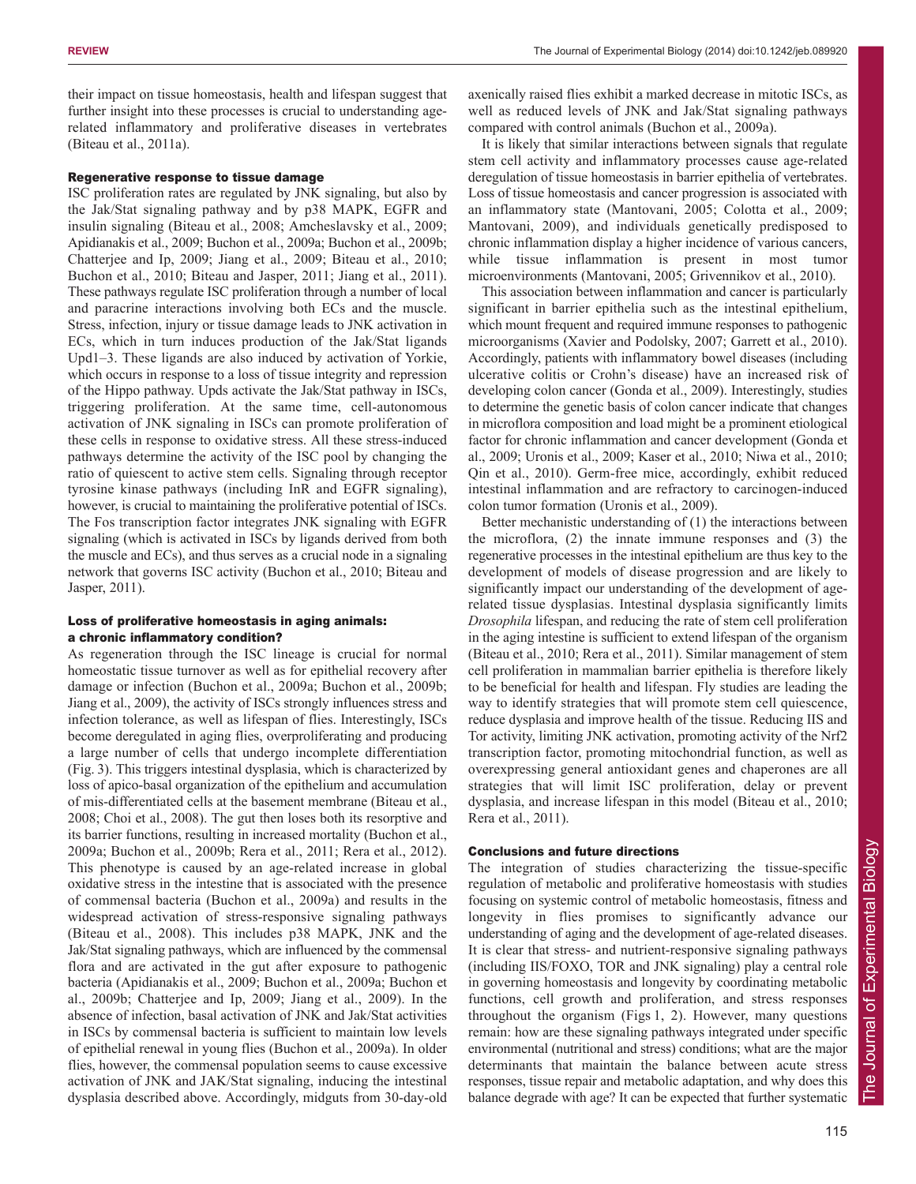their impact on tissue homeostasis, health and lifespan suggest that further insight into these processes is crucial to understanding age-related inflammatory and proliferative diseases in vertebrates (Biteau et al., 2011a).

### Regenerative response to tissue damage

ISC proliferation rates are regulated by JNK signaling, but also by the Jak/Stat signaling pathway and by p38 MAPK, EGFR and insulin signaling (Biteau et al., 2008; Amcheslavsky et al., 2009; Apidianakis et al., 2009; Buchon et al., 2009a; Buchon et al., 2009b; Chatterjee and Ip, 2009; Jiang et al., 2009; Biteau et al., 2010; Buchon et al., 2010; Biteau and Jasper, 2011; Jiang et al., 2011). These pathways regulate ISC proliferation through a number of local and paracrine interactions involving both ECs and the muscle. Stress, infection, injury or tissue damage leads to JNK activation in ECs, which in turn induces production of the Jak/Stat ligands Upd1–3. These ligands are also induced by activation of Yorkie, which occurs in response to a loss of tissue integrity and repression of the Hippo pathway. Upds activate the Jak/Stat pathway in ISCs, triggering proliferation. At the same time, cell-autonomous activation of JNK signaling in ISCs can promote proliferation of these cells in response to oxidative stress. All these stress-induced pathways determine the activity of the ISC pool by changing the ratio of quiescent to active stem cells. Signaling through receptor tyrosine kinase pathways (including InR and EGFR signaling), however, is crucial to maintaining the proliferative potential of ISCs. The Fos transcription factor integrates JNK signaling with EGFR signaling (which is activated in ISCs by ligands derived from both the muscle and ECs), and thus serves as a crucial node in a signaling network that governs ISC activity (Buchon et al., 2010; Biteau and Jasper, 2011).

### Loss of proliferative homeostasis in aging animals: a chronic inflammatory condition?

As regeneration through the ISC lineage is crucial for normal homeostatic tissue turnover as well as for epithelial recovery after damage or infection (Buchon et al., 2009a; Buchon et al., 2009b; Jiang et al., 2009), the activity of ISCs strongly influences stress and infection tolerance, as well as lifespan of flies. Interestingly, ISCs become deregulated in aging flies, overproliferating and producing a large number of cells that undergo incomplete differentiation (Fig. 3). This triggers intestinal dysplasia, which is characterized by loss of apico-basal organization of the epithelium and accumulation of mis-differentiated cells at the basement membrane (Biteau et al., 2008; Choi et al., 2008). The gut then loses both its resorptive and its barrier functions, resulting in increased mortality (Buchon et al., 2009a; Buchon et al., 2009b; Rera et al., 2011; Rera et al., 2012). This phenotype is caused by an age-related increase in global oxidative stress in the intestine that is associated with the presence of commensal bacteria (Buchon et al., 2009a) and results in the widespread activation of stress-responsive signaling pathways (Biteau et al., 2008). This includes p38 MAPK, JNK and the Jak/Stat signaling pathways, which are influenced by the commensal flora and are activated in the gut after exposure to pathogenic bacteria (Apidianakis et al., 2009; Buchon et al., 2009a; Buchon et al., 2009b; Chatterjee and Ip, 2009; Jiang et al., 2009). In the absence of infection, basal activation of JNK and Jak/Stat activities in ISCs by commensal bacteria is sufficient to maintain low levels of epithelial renewal in young flies (Buchon et al., 2009a). In older flies, however, the commensal population seems to cause excessive activation of JNK and JAK/Stat signaling, inducing the intestinal dysplasia described above. Accordingly, midguts from 30-day-old axenically raised flies exhibit a marked decrease in mitotic ISCs, as well as reduced levels of JNK and Jak/Stat signaling pathways compared with control animals (Buchon et al., 2009a).

It is likely that similar interactions between signals that regulate stem cell activity and inflammatory processes cause age-related deregulation of tissue homeostasis in barrier epithelia of vertebrates. Loss of tissue homeostasis and cancer progression is associated with an inflammatory state (Mantovani, 2005; Colotta et al., 2009; Mantovani, 2009), and individuals genetically predisposed to chronic inflammation display a higher incidence of various cancers, while tissue inflammation is present in most tumor microenvironments (Mantovani, 2005; Grivennikov et al., 2010).

This association between inflammation and cancer is particularly significant in barrier epithelia such as the intestinal epithelium, which mount frequent and required immune responses to pathogenic microorganisms (Xavier and Podolsky, 2007; Garrett et al., 2010). Accordingly, patients with inflammatory bowel diseases (including ulcerative colitis or Crohn's disease) have an increased risk of developing colon cancer (Gonda et al., 2009). Interestingly, studies to determine the genetic basis of colon cancer indicate that changes in microflora composition and load might be a prominent etiological factor for chronic inflammation and cancer development (Gonda et al., 2009; Uronis et al., 2009; Kaser et al., 2010; Niwa et al., 2010; Qin et al., 2010). Germ-free mice, accordingly, exhibit reduced intestinal inflammation and are refractory to carcinogen-induced colon tumor formation (Uronis et al., 2009).

Better mechanistic understanding of (1) the interactions between the microflora, (2) the innate immune responses and (3) the regenerative processes in the intestinal epithelium are thus key to the development of models of disease progression and are likely to significantly impact our understanding of the development of age-related tissue dysplasias. Intestinal dysplasia significantly limits *Drosophila* lifespan, and reducing the rate of stem cell proliferation in the aging intestine is sufficient to extend lifespan of the organism (Biteau et al., 2010; Rera et al., 2011). Similar management of stem cell proliferation in mammalian barrier epithelia is therefore likely to be beneficial for health and lifespan. Fly studies are leading the way to identify strategies that will promote stem cell quiescence, reduce dysplasia and improve health of the tissue. Reducing IIS and Tor activity, limiting JNK activation, promoting activity of the Nrf2 transcription factor, promoting mitochondrial function, as well as overexpressing general antioxidant genes and chaperones are all strategies that will limit ISC proliferation, delay or prevent dysplasia, and increase lifespan in this model (Biteau et al., 2010; Rera et al., 2011).

## Conclusions and future directions

The integration of studies characterizing the tissue-specific regulation of metabolic and proliferative homeostasis with studies focusing on systemic control of metabolic homeostasis, fitness and longevity in flies promises to significantly advance our understanding of aging and the development of age-related diseases. It is clear that stress- and nutrient-responsive signaling pathways (including IIS/FOXO, TOR and JNK signaling) play a central role in governing homeostasis and longevity by coordinating metabolic functions, cell growth and proliferation, and stress responses throughout the organism (Figs 1, 2). However, many questions remain: how are these signaling pathways integrated under specific environmental (nutritional and stress) conditions; what are the major determinants that maintain the balance between acute stress responses, tissue repair and metabolic adaptation, and why does this balance degrade with age? It can be expected that further systematic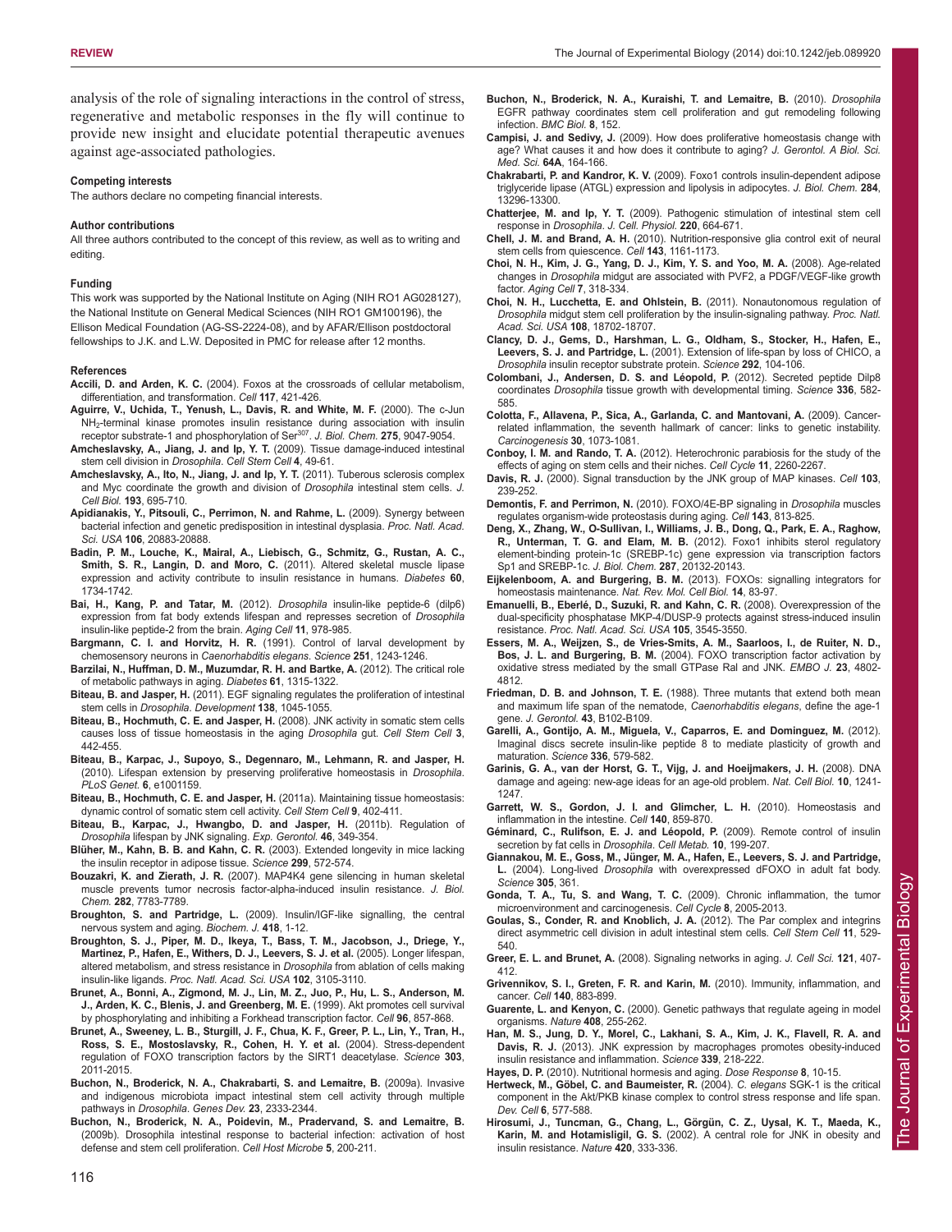analysis of the role of signaling interactions in the control of stress, regenerative and metabolic responses in the fly will continue to provide new insight and elucidate potential therapeutic avenues against age-associated pathologies.

#### Competing interests

The authors declare no competing financial interests.

#### Author contributions

All three authors contributed to the concept of this review, as well as to writing and editing.

#### Funding

This work was supported by the National Institute on Aging (NIH RO1 AG028127), the National Institute on General Medical Sciences (NIH RO1 GM100196), the Ellison Medical Foundation (AG-SS-2224-08), and by AFAR/Ellison postdoctoral fellowships to J.K. and L.W. Deposited in PMC for release after 12 months.

#### References

**Accili, D. and Arden, K. C.** (2004). Foxos at the crossroads of cellular metabolism, differentiation, and transformation. *Cell* **117**, 421-426.

**Aguirre, V., Uchida, T., Yenush, L., Davis, R. and White, M. F.** (2000). The c-Jun $NH_2$-terminal kinase promotes insulin resistance during association with insulin receptor substrate-1 and phosphorylation of $Ser^{307}$. *J. Biol. Chem.* **275**, 9047-9054.

**Amcheslavsky, A., Jiang, J. and Ip, Y. T.** (2009). Tissue damage-induced intestinal stem cell division in *Drosophila*. *Cell Stem Cell* **4**, 49-61.

**Amcheslavsky, A., Ito, N., Jiang, J. and Ip, Y. T.** (2011). Tuberous sclerosis complex and Myc coordinate the growth and division of *Drosophila* intestinal stem cells. *J. Cell Biol.* **193**, 695-710.

**Apidianakis, Y., Pitsouli, C., Perrimon, N. and Rahme, L.** (2009). Synergy between bacterial infection and genetic predisposition in intestinal dysplasia. *Proc. Natl. Acad. Sci. USA* **106**, 20883-20888.

**Badin, P. M., Louche, K., Mairal, A., Liebisch, G., Schmitz, G., Rustan, A. C., Smith, S. R., Langin, D. and Moro, C.** (2011). Altered skeletal muscle lipase expression and activity contribute to insulin resistance in humans. *Diabetes* **60**, 1734-1742.

**Bai, H., Kang, P. and Tatar, M.** (2012). *Drosophila* insulin-like peptide-6 (dilp6) expression from fat body extends lifespan and represses secretion of *Drosophila* insulin-like peptide-2 from the brain. *Aging Cell* **11**, 978-985.

**Bargmann, C. I. and Horvitz, H. R.** (1991). Control of larval development by chemosensory neurons in *Caenorhabditis elegans*. *Science* **251**, 1243-1246.

**Barzilai, N., Huffman, D. M., Muzumdar, R. H. and Bartke, A.** (2012). The critical role of metabolic pathways in aging. *Diabetes* **61**, 1315-1322.

**Biteau, B. and Jasper, H.** (2011). EGF signaling regulates the proliferation of intestinal stem cells in *Drosophila*. *Development* **138**, 1045-1055.

**Biteau, B., Hochmuth, C. E. and Jasper, H.** (2008). JNK activity in somatic stem cells causes loss of tissue homeostasis in the aging *Drosophila* gut. *Cell Stem Cell* **3**, 442-455.

**Biteau, B., Karpac, J., Supoyo, S., Degennaro, M., Lehmann, R. and Jasper, H.** (2010). Lifespan extension by preserving proliferative homeostasis in *Drosophila*. *PLoS Genet.* **6**, e1001159.

**Biteau, B., Hochmuth, C. E. and Jasper, H.** (2011a). Maintaining tissue homeostasis: dynamic control of somatic stem cell activity. *Cell Stem Cell* **9**, 402-411.

**Biteau, B., Karpac, J., Hwangbo, D. and Jasper, H.** (2011b). Regulation of *Drosophila* lifespan by JNK signaling. *Exp. Gerontol.* **46**, 349-354.

**Blüher, M., Kahn, B. B. and Kahn, C. R.** (2003). Extended longevity in mice lacking the insulin receptor in adipose tissue. *Science* **299**, 572-574.

**Bouzakri, K. and Zierath, J. R.** (2007). MAP4K4 gene silencing in human skeletal muscle prevents tumor necrosis factor-alpha-induced insulin resistance. *J. Biol. Chem.* **282**, 7783-7789.

**Broughton, S. and Partridge, L.** (2009). Insulin/IGF-like signalling, the central nervous system and aging. *Biochem. J.* **418**, 1-12.

**Broughton, S. J., Piper, M. D., Ikeya, T., Bass, T. M., Jacobson, J., Driege, Y., Martinez, P., Hafen, E., Withers, D. J., Leevers, S. J. et al.** (2005). Longer lifespan, altered metabolism, and stress resistance in *Drosophila* from ablation of cells making insulin-like ligands. *Proc. Natl. Acad. Sci. USA* **102**, 3105-3110.

**Brunet, A., Bonni, A., Zigmond, M. J., Lin, M. Z., Juo, P., Hu, L. S., Anderson, M. J., Arden, K. C., Blenis, J. and Greenberg, M. E.** (1999). Akt promotes cell survival by phosphorylating and inhibiting a Forkhead transcription factor. *Cell* **96**, 857-868.

**Brunet, A., Sweeney, L. B., Sturgill, J. F., Chua, K. F., Greer, P. L., Lin, Y., Tran, H., Ross, S. E., Mostoslavsky, R., Cohen, H. Y. et al.** (2004). Stress-dependent regulation of FOXO transcription factors by the SIRT1 deacetylase. *Science* **303**, 2011-2015.

**Buchon, N., Broderick, N. A., Chakrabarti, S. and Lemaitre, B.** (2009a). Invasive and indigenous microbiota impact intestinal stem cell activity through multiple pathways in *Drosophila*. *Genes Dev.* **23**, 2333-2344.

**Buchon, N., Broderick, N. A., Poidevin, M., Pradervand, S. and Lemaitre, B.** (2009b). Drosophila intestinal response to bacterial infection: activation of host defense and stem cell proliferation. *Cell Host Microbe* **5**, 200-211.

**Buchon, N., Broderick, N. A., Kuraishi, T. and Lemaitre, B.** (2010). *Drosophila* EGFR pathway coordinates stem cell proliferation and gut remodeling following infection. *BMC Biol.* **8**, 152.

**Campisi, J. and Sedivy, J.** (2009). How does proliferative homeostasis change with age? What causes it and how does it contribute to aging? *J. Gerontol. A Biol. Sci. Med. Sci.* **64A**, 164-166.

**Chakrabarti, P. and Kandror, K. V.** (2009). Foxo1 controls insulin-dependent adipose triglyceride lipase (ATGL) expression and lipolysis in adipocytes. *J. Biol. Chem.* **284**, 13296-13300.

**Chatterjee, M. and Ip, Y. T.** (2009). Pathogenic stimulation of intestinal stem cell response in *Drosophila*. *J. Cell. Physiol.* **220**, 664-671.

**Chell, J. M. and Brand, A. H.** (2010). Nutrition-responsive glia control exit of neural stem cells from quiescence. *Cell* **143**, 1161-1173.

**Choi, N. H., Kim, J. G., Yang, D. J., Kim, Y. S. and Yoo, M. A.** (2008). Age-related changes in *Drosophila* midgut are associated with PVF2, a PDGF/VEGF-like growth factor. *Aging Cell* **7**, 318-334.

**Choi, N. H., Lucchetta, E. and Ohlstein, B.** (2011). Nonautonomous regulation of *Drosophila* midgut stem cell proliferation by the insulin-signaling pathway. *Proc. Natl. Acad. Sci. USA* **108**, 18702-18707.

**Clancy, D. J., Gems, D., Harshman, L. G., Oldham, S., Stocker, H., Hafen, E., Leevers, S. J. and Partridge, L.** (2001). Extension of life-span by loss of CHICO, a *Drosophila* insulin receptor substrate protein. *Science* **292**, 104-106.

**Colombani, J., Andersen, D. S. and Léopold, P.** (2012). Secreted peptide Dilp8 coordinates *Drosophila* tissue growth with developmental timing. *Science* **336**, 582-585.

**Colotta, F., Allavena, P., Sica, A., Garlanda, C. and Mantovani, A.** (2009). Cancer-related inflammation, the seventh hallmark of cancer: links to genetic instability. *Carcinogenesis* **30**, 1073-1081.

**Conboy, I. M. and Rando, T. A.** (2012). Heterochronic parabiosis for the study of the effects of aging on stem cells and their niches. *Cell Cycle* **11**, 2260-2267.

**Davis, R. J.** (2000). Signal transduction by the JNK group of MAP kinases. *Cell* **103**, 239-252.

**Demontis, F. and Perrimon, N.** (2010). FOXO/4E-BP signaling in *Drosophila* muscles regulates organism-wide proteostasis during aging. *Cell* **143**, 813-825.

**Deng, X., Zhang, W., O-Sullivan, I., Williams, J. B., Dong, Q., Park, E. A., Raghow, R., Unterman, T. G. and Elam, M. B.** (2012). Foxo1 inhibits sterol regulatory element-binding protein-1c (SREBP-1c) gene expression via transcription factors Sp1 and SREBP-1c. *J. Biol. Chem.* **287**, 20132-20143.

**Eijkelenboom, A. and Burgering, B. M.** (2013). FOXOs: signalling integrators for homeostasis maintenance. *Nat. Rev. Mol. Cell Biol.* **14**, 83-97.

**Emanuelli, B., Eberlé, D., Suzuki, R. and Kahn, C. R.** (2008). Overexpression of the dual-specificity phosphatase MKP-4/DUSP-9 protects against stress-induced insulin resistance. *Proc. Natl. Acad. Sci. USA* **105**, 3545-3550.

**Essers, M. A., Weijzen, S., de Vries-Smits, A. M., Saarloos, I., de Ruiter, N. D., Bos, J. L. and Burgering, B. M.** (2004). FOXO transcription factor activation by oxidative stress mediated by the small GTPase Ral and JNK. *EMBO J.* **23**, 4802-4812.

**Friedman, D. B. and Johnson, T. E.** (1988). Three mutants that extend both mean and maximum life span of the nematode, *Caenorhabditis elegans*, define the age-1 gene. *J. Gerontol.* **43**, B102-B109.

**Garelli, A., Gontijo, A. M., Miguela, V., Caparros, E. and Dominguez, M.** (2012). Imaginal discs secrete insulin-like peptide 8 to mediate plasticity of growth and maturation. *Science* **336**, 579-582.

**Garinis, G. A., van der Horst, G. T., Vijg, J. and Hoeijmakers, J. H.** (2008). DNA damage and ageing: new-age ideas for an age-old problem. *Nat. Cell Biol.* **10**, 1241-1247.

**Garrett, W. S., Gordon, J. I. and Glimcher, L. H.** (2010). Homeostasis and inflammation in the intestine. *Cell* **140**, 859-870.

**Géminard, C., Rulifson, E. J. and Léopold, P.** (2009). Remote control of insulin secretion by fat cells in *Drosophila*. *Cell Metab.* **10**, 199-207.

**Giannakou, M. E., Goss, M., Jünger, M. A., Hafen, E., Leevers, S. J. and Partridge, L.** (2004). Long-lived *Drosophila* with overexpressed dFOXO in adult fat body. *Science* **305**, 361.

**Gonda, T. A., Tu, S. and Wang, T. C.** (2009). Chronic inflammation, the tumor microenvironment and carcinogenesis. *Cell Cycle* **8**, 2005-2013.

**Goulas, S., Conder, R. and Knoblich, J. A.** (2012). The Par complex and integrins direct asymmetric cell division in adult intestinal stem cells. *Cell Stem Cell* **11**, 529-540.

**Greer, E. L. and Brunet, A.** (2008). Signaling networks in aging. *J. Cell Sci.* **121**, 407-412.

**Grivennikov, S. I., Greten, F. R. and Karin, M.** (2010). Immunity, inflammation, and cancer. *Cell* **140**, 883-899.

**Guarente, L. and Kenyon, C.** (2000). Genetic pathways that regulate ageing in model organisms. *Nature* **408**, 255-262.

**Han, M. S., Jung, D. Y., Morel, C., Lakhani, S. A., Kim, J. K., Flavell, R. A. and Davis, R. J.** (2013). JNK expression by macrophages promotes obesity-induced insulin resistance and inflammation. *Science* **339**, 218-222.

**Hayes, D. P.** (2010). Nutritional hormesis and aging. *Dose Response* **8**, 10-15.

**Hertweck, M., Göbel, C. and Baumeister, R.** (2004). *C. elegans* SGK-1 is the critical component in the Akt/PKB kinase complex to control stress response and life span. *Dev. Cell* **6**, 577-588.

**Hirosumi, J., Tuncman, G., Chang, L., Görgün, C. Z., Uysal, K. T., Maeda, K., Karin, M. and Hotamisligil, G. S.** (2002). A central role for JNK in obesity and insulin resistance. *Nature* **420**, 333-336.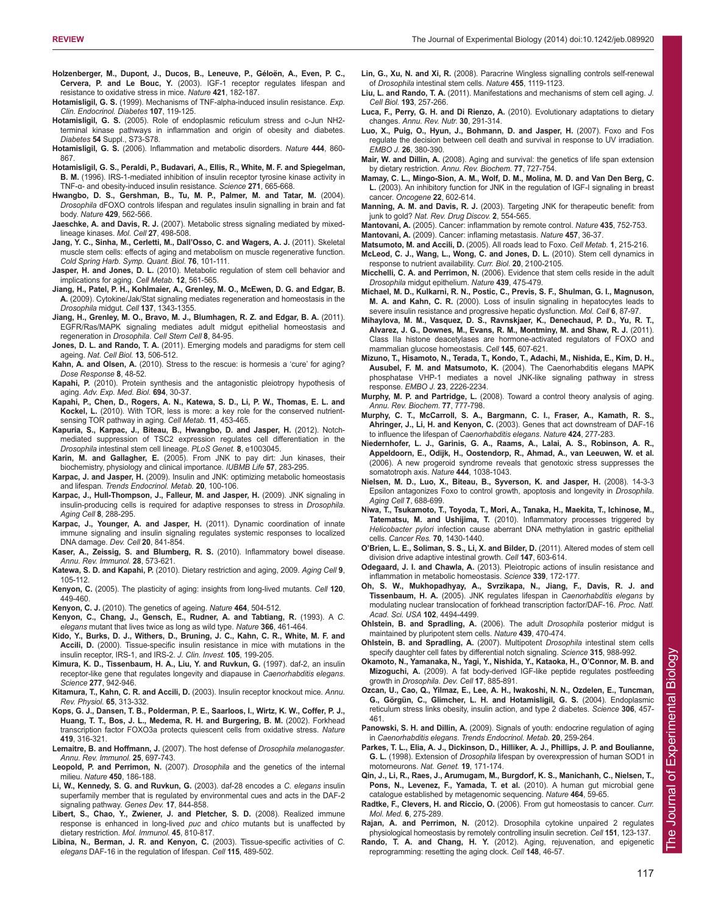**Holzenberger, M., Dupont, J., Ducos, B., Leneuve, P., Géloën, A., Even, P. C., Cervera, P. and Le Bouc, Y.** (2003). IGF-1 receptor regulates lifespan and resistance to oxidative stress in mice. *Nature* **421**, 182-187.

**Hotamisligil, G. S.** (1999). Mechanisms of TNF-alpha-induced insulin resistance. *Exp. Clin. Endocrinol. Diabetes* **107**, 119-125.

**Hotamisligil, G. S.** (2005). Role of endoplasmic reticulum stress and c-Jun NH2-terminal kinase pathways in inflammation and origin of obesity and diabetes. *Diabetes* **54** Suppl., S73-S78.

**Hotamisligil, G. S.** (2006). Inflammation and metabolic disorders. *Nature* **444**, 860-867.

**Hotamisligil, G. S., Peraldi, P., Budavari, A., Ellis, R., White, M. F. and Spiegelman, B. M.** (1996). IRS-1-mediated inhibition of insulin receptor tyrosine kinase activity in TNF-α- and obesity-induced insulin resistance. *Science* **271**, 665-668.

**Hwangbo, D. S., Gershman, B., Tu, M. P., Palmer, M. and Tatar, M.** (2004). *Drosophila* dFOXO controls lifespan and regulates insulin signalling in brain and fat body. *Nature* **429**, 562-566.

**Jaeschke, A. and Davis, R. J.** (2007). Metabolic stress signaling mediated by mixed-lineage kinases. *Mol. Cell* **27**, 498-508.

**Jang, Y. C., Sinha, M., Cerletti, M., Dall'Osso, C. and Wagers, A. J.** (2011). Skeletal muscle stem cells: effects of aging and metabolism on muscle regenerative function. *Cold Spring Harb. Symp. Quant. Biol.* **76**, 101-111.

**Jasper, H. and Jones, D. L.** (2010). Metabolic regulation of stem cell behavior and implications for aging. *Cell Metab.* **12**, 561-565.

**Jiang, H., Patel, P. H., Kohlmaier, A., Grenley, M. O., McEwen, D. G. and Edgar, B. A.** (2009). Cytokine/Jak/Stat signaling mediates regeneration and homeostasis in the *Drosophila* midgut. *Cell* **137**, 1343-1355.

**Jiang, H., Grenley, M. O., Bravo, M. J., Blumhagen, R. Z. and Edgar, B. A.** (2011). EGFR/Ras/MAPK signaling mediates adult midgut epithelial homeostasis and regeneration in *Drosophila*. *Cell Stem Cell* **8**, 84-95.

**Jones, D. L. and Rando, T. A.** (2011). Emerging models and paradigms for stem cell ageing. *Nat. Cell Biol.* **13**, 506-512.

**Kahn, A. and Olsen, A.** (2010). Stress to the rescue: is hormesis a 'cure' for aging? *Dose Response* **8**, 48-52.

**Kapahi, P.** (2010). Protein synthesis and the antagonistic pleiotropy hypothesis of aging. *Adv. Exp. Med. Biol.* **694**, 30-37.

**Kapahi, P., Chen, D., Rogers, A. N., Katewa, S. D., Li, P. W., Thomas, E. L. and Kockel, L.** (2010). With TOR, less is more: a key role for the conserved nutrient-sensing TOR pathway in aging. *Cell Metab.* **11**, 453-465.

**Kapuria, S., Karpac, J., Biteau, B., Hwangbo, D. and Jasper, H.** (2012). Notch-mediated suppression of TSC2 expression regulates cell differentiation in the *Drosophila* intestinal stem cell lineage. *PLoS Genet.* **8**, e1003045.

**Karin, M. and Gallagher, E.** (2005). From JNK to pay dirt: Jun kinases, their biochemistry, physiology and clinical importance. *IUBMB Life* **57**, 283-295.

**Karpac, J. and Jasper, H.** (2009). Insulin and JNK: optimizing metabolic homeostasis and lifespan. *Trends Endocrinol. Metab.* **20**, 100-106.

**Karpac, J., Hull-Thompson, J., Falleur, M. and Jasper, H.** (2009). JNK signaling in insulin-producing cells is required for adaptive responses to stress in *Drosophila*. *Aging Cell* **8**, 288-295.

**Karpac, J., Younger, A. and Jasper, H.** (2011). Dynamic coordination of innate immune signaling and insulin signaling regulates systemic responses to localized DNA damage. *Dev. Cell* **20**, 841-854.

**Kaser, A., Zeissig, S. and Blumberg, R. S.** (2010). Inflammatory bowel disease. *Annu. Rev. Immunol.* **28**, 573-621.

**Katewa, S. D. and Kapahi, P.** (2010). Dietary restriction and aging, 2009. *Aging Cell* **9**, 105-112.

**Kenyon, C.** (2005). The plasticity of aging: insights from long-lived mutants. *Cell* **120**, 449-460.

**Kenyon, C. J.** (2010). The genetics of ageing. *Nature* **464**, 504-512.

**Kenyon, C., Chang, J., Gensch, E., Rudner, A. and Tabtiang, R.** (1993). A *C. elegans* mutant that lives twice as long as wild type. *Nature* **366**, 461-464.

**Kido, Y., Burks, D. J., Withers, D., Bruning, J. C., Kahn, C. R., White, M. F. and Accili, D.** (2000). Tissue-specific insulin resistance in mice with mutations in the insulin receptor, IRS-1, and IRS-2. *J. Clin. Invest.* **105**, 199-205.

**Kimura, K. D., Tissenbaum, H. A., Liu, Y. and Ruvkun, G.** (1997). daf-2, an insulin receptor-like gene that regulates longevity and diapause in *Caenorhabditis elegans*. *Science* **277**, 942-946.

**Kitamura, T., Kahn, C. R. and Accili, D.** (2003). Insulin receptor knockout mice. *Annu. Rev. Physiol.* **65**, 313-332.

**Kops, G. J., Dansen, T. B., Polderman, P. E., Saarloos, I., Wirtz, K. W., Coffer, P. J., Huang, T. T., Bos, J. L., Medema, R. H. and Burgering, B. M.** (2002). Forkhead transcription factor FOXO3a protects quiescent cells from oxidative stress. *Nature* **419**, 316-321.

**Lemaitre, B. and Hoffmann, J.** (2007). The host defense of *Drosophila melanogaster*. *Annu. Rev. Immunol.* **25**, 697-743.

**Leopold, P. and Perrimon, N.** (2007). *Drosophila* and the genetics of the internal milieu. *Nature* **450**, 186-188.

**Li, W., Kennedy, S. G. and Ruvkun, G.** (2003). daf-28 encodes a *C. elegans* insulin superfamily member that is regulated by environmental cues and acts in the DAF-2 signaling pathway. *Genes Dev.* **17**, 844-858.

**Libert, S., Chao, Y., Zwiener, J. and Pletcher, S. D.** (2008). Realized immune response is enhanced in long-lived *puc* and *chico* mutants but is unaffected by dietary restriction. *Mol. Immunol.* **45**, 810-817.

**Libina, N., Berman, J. R. and Kenyon, C.** (2003). Tissue-specific activities of *C. elegans* DAF-16 in the regulation of lifespan. *Cell* **115**, 489-502.

**Lin, G., Xu, N. and Xi, R.** (2008). Paracrine Wingless signalling controls self-renewal of *Drosophila* intestinal stem cells. *Nature* **455**, 1119-1123.

**Liu, L. and Rando, T. A.** (2011). Manifestations and mechanisms of stem cell aging. *J. Cell Biol.* **193**, 257-266.

**Luca, F., Perry, G. H. and Di Rienzo, A.** (2010). Evolutionary adaptations to dietary changes. *Annu. Rev. Nutr.* **30**, 291-314.

**Luo, X., Puig, O., Hyun, J., Bohmann, D. and Jasper, H.** (2007). Foxo and Fos regulate the decision between cell death and survival in response to UV irradiation. *EMBO J.* **26**, 380-390.

**Mair, W. and Dillin, A.** (2008). Aging and survival: the genetics of life span extension by dietary restriction. *Annu. Rev. Biochem.* **77**, 727-754.

**Mamay, C. L., Mingo-Sion, A. M., Wolf, D. M., Molina, M. D. and Van Den Berg, C. L.** (2003). An inhibitory function for JNK in the regulation of IGF-I signaling in breast cancer. *Oncogene* **22**, 602-614.

**Manning, A. M. and Davis, R. J.** (2003). Targeting JNK for therapeutic benefit: from junk to gold? *Nat. Rev. Drug Discov.* **2**, 554-565.

**Mantovani, A.** (2005). Cancer: inflammation by remote control. *Nature* **435**, 752-753.

**Mantovani, A.** (2009). Cancer: inflaming metastasis. *Nature* **457**, 36-37.

**Matsumoto, M. and Accili, D.** (2005). All roads lead to Foxo. *Cell Metab.* **1**, 215-216.

**McLeod, C. J., Wang, L., Wong, C. and Jones, D. L.** (2010). Stem cell dynamics in response to nutrient availability. *Curr. Biol.* **20**, 2100-2105.

**Micchelli, C. A. and Perrimon, N.** (2006). Evidence that stem cells reside in the adult *Drosophila* midgut epithelium. *Nature* **439**, 475-479.

**Michael, M. D., Kulkarni, R. N., Postic, C., Previs, S. F., Shulman, G. I., Magnuson, M. A. and Kahn, C. R.** (2000). Loss of insulin signaling in hepatocytes leads to severe insulin resistance and progressive hepatic dysfunction. *Mol. Cell* **6**, 87-97.

**Mihaylova, M. M., Vasquez, D. S., Ravnskjaer, K., Denechaud, P. D., Yu, R. T., Alvarez, J. G., Downes, M., Evans, R. M., Montminy, M. and Shaw, R. J.** (2011). Class IIa histone deacetylases are hormone-activated regulators of FOXO and mammalian glucose homeostasis. *Cell* **145**, 607-621.

**Mizuno, T., Hisamoto, N., Terada, T., Kondo, T., Adachi, M., Nishida, E., Kim, D. H., Ausubel, F. M. and Matsumoto, K.** (2004). The Caenorhabditis elegans MAPK phosphatase VHP-1 mediates a novel JNK-like signaling pathway in stress response. *EMBO J.* **23**, 2226-2234.

**Murphy, M. P. and Partridge, L.** (2008). Toward a control theory analysis of aging. *Annu. Rev. Biochem.* **77**, 777-798.

**Murphy, C. T., McCarroll, S. A., Bargmann, C. I., Fraser, A., Kamath, R. S., Ahringer, J., Li, H. and Kenyon, C.** (2003). Genes that act downstream of DAF-16 to influence the lifespan of *Caenorhabditis elegans*. *Nature* **424**, 277-283.

**Niedernhofer, L. J., Garinis, G. A., Raams, A., Lalai, A. S., Robinson, A. R., Appeldoorn, E., Odijk, H., Oostendorp, R., Ahmad, A., van Leeuwen, W. et al.** (2006). A new progeroid syndrome reveals that genotoxic stress suppresses the somatotroph axis. *Nature* **444**, 1038-1043.

**Nielsen, M. D., Luo, X., Biteau, B., Syverson, K. and Jasper, H.** (2008). 14-3-3 Epsilon antagonizes Foxo to control growth, apoptosis and longevity in *Drosophila*. *Aging Cell* **7**, 688-699.

**Niwa, T., Tsukamoto, T., Toyoda, T., Mori, A., Tanaka, H., Maekita, T., Ichinose, M., Tatematsu, M. and Ushijima, T.** (2010). Inflammatory processes triggered by *Helicobacter pylori* infection cause aberrant DNA methylation in gastric epithelial cells. *Cancer Res.* **70**, 1430-1440.

**O'Brien, L. E., Soliman, S. S., Li, X. and Bilder, D.** (2011). Altered modes of stem cell division drive adaptive intestinal growth. *Cell* **147**, 603-614.

**Odegaard, J. I. and Chawla, A.** (2013). Pleiotropic actions of insulin resistance and inflammation in metabolic homeostasis. *Science* **339**, 172-177.

**Oh, S. W., Mukhopadhyay, A., Svrzikapa, N., Jiang, F., Davis, R. J. and Tissenbaum, H. A.** (2005). JNK regulates lifespan in *Caenorhabditis elegans* by modulating nuclear translocation of forkhead transcription factor/DAF-16. *Proc. Natl. Acad. Sci. USA* **102**, 4494-4499.

**Ohlstein, B. and Spradling, A.** (2006). The adult *Drosophila* posterior midgut is maintained by pluripotent stem cells. *Nature* **439**, 470-474.

**Ohlstein, B. and Spradling, A.** (2007). Multipotent *Drosophila* intestinal stem cells specify daughter cell fates by differential notch signaling. *Science* **315**, 988-992.

**Okamoto, N., Yamanaka, N., Yagi, Y., Nishida, Y., Kataoka, H., O'Connor, M. B. and Mizoguchi, A.** (2009). A fat body-derived IGF-like peptide regulates postfeeding growth in *Drosophila*. *Dev. Cell* **17**, 885-891.

**Ozcan, U., Cao, Q., Yilmaz, E., Lee, A. H., Iwakoshi, N. N., Ozdelen, E., Tuncman, G., Görgün, C., Glimcher, L. H. and Hotamisligil, G. S.** (2004). Endoplasmic reticulum stress links obesity, insulin action, and type 2 diabetes. *Science* **306**, 457-461.

**Panowski, S. H. and Dillin, A.** (2009). Signals of youth: endocrine regulation of aging in *Caenorhabditis elegans*. *Trends Endocrinol. Metab.* **20**, 259-264.

**Parkes, T. L., Elia, A. J., Dickinson, D., Hilliker, A. J., Phillips, J. P. and Boulianne, G. L.** (1998). Extension of *Drosophila* lifespan by overexpression of human SOD1 in motorneurons. *Nat. Genet.* **19**, 171-174.

**Qin, J., Li, R., Raes, J., Arumugam, M., Burgdorf, K. S., Manichanh, C., Nielsen, T., Pons, N., Levenez, F., Yamada, T. et al.** (2010). A human gut microbial gene catalogue established by metagenomic sequencing. *Nature* **464**, 59-65.

**Radtke, F., Clevers, H. and Riccio, O.** (2006). From gut homeostasis to cancer. *Curr. Mol. Med.* **6**, 275-289.

**Rajan, A. and Perrimon, N.** (2012). Drosophila cytokine unpaired 2 regulates physiological homeostasis by remotely controlling insulin secretion. *Cell* **151**, 123-137.

**Rando, T. A. and Chang, H. Y.** (2012). Aging, rejuvenation, and epigenetic reprogramming: resetting the aging clock. *Cell* **148**, 46-57.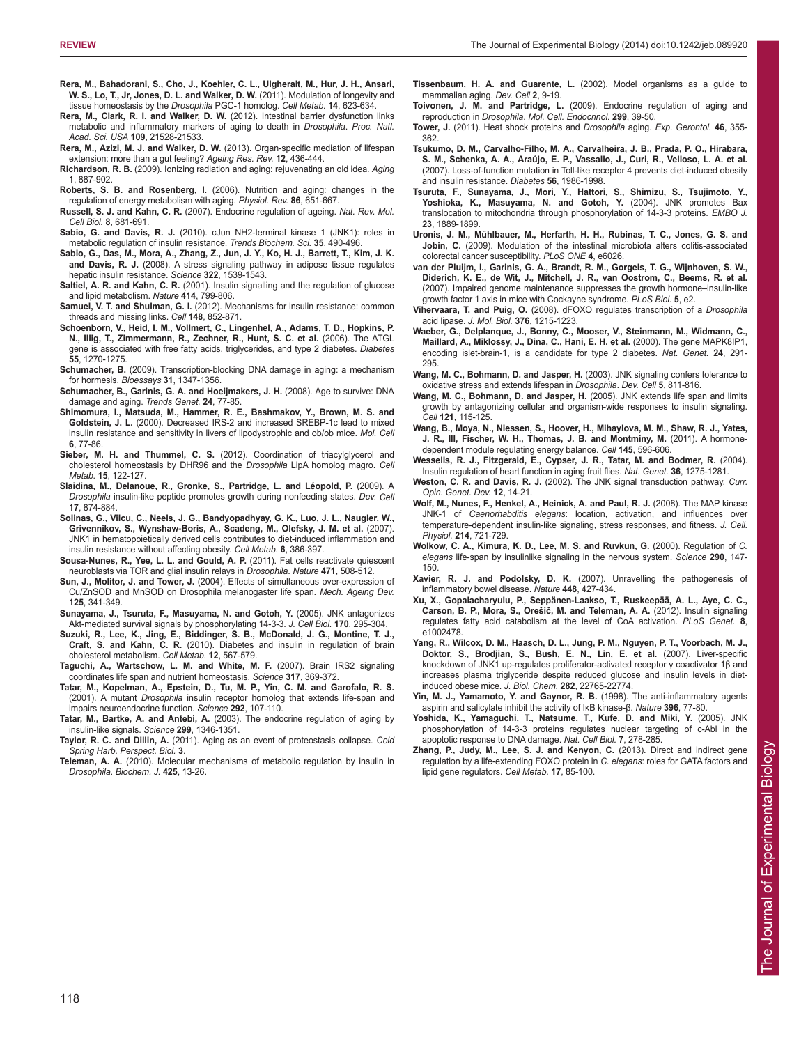**Rera, M., Bahadorani, S., Cho, J., Koehler, C. L., Ulgherait, M., Hur, J. H., Ansari, W. S., Lo, T., Jr, Jones, D. L. and Walker, D. W.** (2011). Modulation of longevity and tissue homeostasis by the *Drosophila* PGC-1 homolog. *Cell Metab.* **14**, 623-634.

**Rera, M., Clark, R. I. and Walker, D. W.** (2012). Intestinal barrier dysfunction links metabolic and inflammatory markers of aging to death in *Drosophila*. *Proc. Natl. Acad. Sci. USA* **109**, 21528-21533.

**Rera, M., Azizi, M. J. and Walker, D. W.** (2013). Organ-specific mediation of lifespan extension: more than a gut feeling? *Ageing Res. Rev.* **12**, 436-444.

**Richardson, R. B.** (2009). Ionizing radiation and aging: rejuvenating an old idea. *Aging* **1**, 887-902.

**Roberts, S. B. and Rosenberg, I.** (2006). Nutrition and aging: changes in the regulation of energy metabolism with aging. *Physiol. Rev.* **86**, 651-667.

**Russell, S. J. and Kahn, C. R.** (2007). Endocrine regulation of ageing. *Nat. Rev. Mol. Cell Biol.* **8**, 681-691.

**Sabio, G. and Davis, R. J.** (2010). cJun NH2-terminal kinase 1 (JNK1): roles in metabolic regulation of insulin resistance. *Trends Biochem. Sci.* **35**, 490-496.

**Sabio, G., Das, M., Mora, A., Zhang, Z., Jun, J. Y., Ko, H. J., Barrett, T., Kim, J. K. and Davis, R. J.** (2008). A stress signaling pathway in adipose tissue regulates hepatic insulin resistance. *Science* **322**, 1539-1543.

**Saltiel, A. R. and Kahn, C. R.** (2001). Insulin signalling and the regulation of glucose and lipid metabolism. *Nature* **414**, 799-806.

**Samuel, V. T. and Shulman, G. I.** (2012). Mechanisms for insulin resistance: common threads and missing links. *Cell* **148**, 852-871.

**Schoenborn, V., Heid, I. M., Vollmert, C., Lingenhel, A., Adams, T. D., Hopkins, P. N., Illig, T., Zimmermann, R., Zechner, R., Hunt, S. C. et al.** (2006). The ATGL gene is associated with free fatty acids, triglycerides, and type 2 diabetes. *Diabetes* **55**, 1270-1275.

**Schumacher, B.** (2009). Transcription-blocking DNA damage in aging: a mechanism for hormesis. *Bioessays* **31**, 1347-1356.

**Schumacher, B., Garinis, G. A. and Hoeijmakers, J. H.** (2008). Age to survive: DNA damage and aging. *Trends Genet.* **24**, 77-85.

**Shimomura, I., Matsuda, M., Hammer, R. E., Bashmakov, Y., Brown, M. S. and Goldstein, J. L.** (2000). Decreased IRS-2 and increased SREBP-1c lead to mixed insulin resistance and sensitivity in livers of lipodystrophic and ob/ob mice. *Mol. Cell* **6**, 77-86.

**Sieber, M. H. and Thummel, C. S.** (2012). Coordination of triacylglycerol and cholesterol homeostasis by DHR96 and the *Drosophila* LipA homolog magro. *Cell Metab.* **15**, 122-127.

**Slaidina, M., Delanoue, R., Gronke, S., Partridge, L. and Léopold, P.** (2009). A *Drosophila* insulin-like peptide promotes growth during nonfeeding states. *Dev. Cell* **17**, 874-884.

**Solinas, G., Vilcu, C., Neels, J. G., Bandyopadhyay, G. K., Luo, J. L., Naugler, W., Grivennikov, S., Wynshaw-Boris, A., Scadeng, M., Olefsky, J. M. et al.** (2007). JNK1 in hematopoietically derived cells contributes to diet-induced inflammation and insulin resistance without affecting obesity. *Cell Metab.* **6**, 386-397.

**Sousa-Nunes, R., Yee, L. L. and Gould, A. P.** (2011). Fat cells reactivate quiescent neuroblasts via TOR and glial insulin relays in *Drosophila*. *Nature* **471**, 508-512.

**Sun, J., Molitor, J. and Tower, J.** (2004). Effects of simultaneous over-expression of Cu/ZnSOD and MnSOD on Drosophila melanogaster life span. *Mech. Ageing Dev.* **125**, 341-349.

**Sunayama, J., Tsuruta, F., Masuyama, N. and Gotoh, Y.** (2005). JNK antagonizes Akt-mediated survival signals by phosphorylating 14-3-3. *J. Cell Biol.* **170**, 295-304.

**Suzuki, R., Lee, K., Jing, E., Biddinger, S. B., McDonald, J. G., Montine, T. J., Craft, S. and Kahn, C. R.** (2010). Diabetes and insulin in regulation of brain cholesterol metabolism. *Cell Metab.* **12**, 567-579.

**Taguchi, A., Wartschow, L. M. and White, M. F.** (2007). Brain IRS2 signaling coordinates life span and nutrient homeostasis. *Science* **317**, 369-372.

**Tatar, M., Kopelman, A., Epstein, D., Tu, M. P., Yin, C. M. and Garofalo, R. S.** (2001). A mutant *Drosophila* insulin receptor homolog that extends life-span and impairs neuroendocrine function. *Science* **292**, 107-110.

**Tatar, M., Bartke, A. and Antebi, A.** (2003). The endocrine regulation of aging by insulin-like signals. *Science* **299**, 1346-1351.

**Taylor, R. C. and Dillin, A.** (2011). Aging as an event of proteostasis collapse. *Cold Spring Harb. Perspect. Biol.* **3**.

**Teleman, A. A.** (2010). Molecular mechanisms of metabolic regulation by insulin in *Drosophila*. *Biochem. J.* **425**, 13-26.

**Tissenbaum, H. A. and Guarente, L.** (2002). Model organisms as a guide to mammalian aging. *Dev. Cell* **2**, 9-19.

**Toivonen, J. M. and Partridge, L.** (2009). Endocrine regulation of aging and reproduction in *Drosophila*. *Mol. Cell. Endocrinol.* **299**, 39-50.

**Tower, J.** (2011). Heat shock proteins and *Drosophila* aging. *Exp. Gerontol.* **46**, 355-362.

**Tsukumo, D. M., Carvalho-Filho, M. A., Carvalheira, J. B., Prada, P. O., Hirabara, S. M., Schenka, A. A., Araújo, E. P., Vassallo, J., Curi, R., Velloso, L. A. et al.** (2007). Loss-of-function mutation in Toll-like receptor 4 prevents diet-induced obesity and insulin resistance. *Diabetes* **56**, 1986-1998.

**Tsuruta, F., Sunayama, J., Mori, Y., Hattori, S., Shimizu, S., Tsujimoto, Y., Yoshioka, K., Masuyama, N. and Gotoh, Y.** (2004). JNK promotes Bax translocation to mitochondria through phosphorylation of 14-3-3 proteins. *EMBO J.* **23**, 1889-1899.

**Uronis, J. M., Mühlbauer, M., Herfarth, H. H., Rubinas, T. C., Jones, G. S. and Jobin, C.** (2009). Modulation of the intestinal microbiota alters colitis-associated colorectal cancer susceptibility. *PLoS ONE* **4**, e6026.

**van der Pluijm, I., Garinis, G. A., Brandt, R. M., Gorgels, T. G., Wijnhoven, S. W., Diderich, K. E., de Wit, J., Mitchell, J. R., van Oostrom, C., Beems, R. et al.** (2007). Impaired genome maintenance suppresses the growth hormone–insulin-like growth factor 1 axis in mice with Cockayne syndrome. *PLoS Biol.* **5**, e2.

**Vihervaara, T. and Puig, O.** (2008). dFOXO regulates transcription of a *Drosophila* acid lipase. *J. Mol. Biol.* **376**, 1215-1223.

**Waeber, G., Delplanque, J., Bonny, C., Mooser, V., Steinmann, M., Widmann, C., Maillard, A., Miklossy, J., Dina, C., Hani, E. H. et al.** (2000). The gene MAPK8IP1, encoding islet-brain-1, is a candidate for type 2 diabetes. *Nat. Genet.* **24**, 291-295.

**Wang, M. C., Bohmann, D. and Jasper, H.** (2003). JNK signaling confers tolerance to oxidative stress and extends lifespan in *Drosophila*. *Dev. Cell* **5**, 811-816.

**Wang, M. C., Bohmann, D. and Jasper, H.** (2005). JNK extends life span and limits growth by antagonizing cellular and organism-wide responses to insulin signaling. *Cell* **121**, 115-125.

**Wang, B., Moya, N., Niessen, S., Hoover, H., Mihaylova, M. M., Shaw, R. J., Yates, J. R., III, Fischer, W. H., Thomas, J. B. and Montminy, M.** (2011). A hormone-dependent module regulating energy balance. *Cell* **145**, 596-606.

**Wessells, R. J., Fitzgerald, E., Cypser, J. R., Tatar, M. and Bodmer, R.** (2004). Insulin regulation of heart function in aging fruit flies. *Nat. Genet.* **36**, 1275-1281.

**Weston, C. R. and Davis, R. J.** (2002). The JNK signal transduction pathway. *Curr. Opin. Genet. Dev.* **12**, 14-21.

**Wolf, M., Nunes, F., Henkel, A., Heinick, A. and Paul, R. J.** (2008). The MAP kinase JNK-1 of *Caenorhabditis elegans*: location, activation, and influences over temperature-dependent insulin-like signaling, stress responses, and fitness. *J. Cell. Physiol.* **214**, 721-729.

**Wolkow, C. A., Kimura, K. D., Lee, M. S. and Ruvkun, G.** (2000). Regulation of *C. elegans* life-span by insulinlike signaling in the nervous system. *Science* **290**, 147-150.

**Xavier, R. J. and Podolsky, D. K.** (2007). Unravelling the pathogenesis of inflammatory bowel disease. *Nature* **448**, 427-434.

**Xu, X., Gopalacharyulu, P., Seppänen-Laakso, T., Ruskeepää, A. L., Aye, C. C., Carson, B. P., Mora, S., Orešič, M. and Teleman, A. A.** (2012). Insulin signaling regulates fatty acid catabolism at the level of CoA activation. *PLoS Genet.* **8**, e1002478.

**Yang, R., Wilcox, D. M., Haasch, D. L., Jung, P. M., Nguyen, P. T., Voorbach, M. J., Doktor, S., Brodjian, S., Bush, E. N., Lin, E. et al.** (2007). Liver-specific knockdown of JNK1 up-regulates proliferator-activated receptor γ coactivator 1β and increases plasma triglyceride despite reduced glucose and insulin levels in diet-induced obese mice. *J. Biol. Chem.* **282**, 22765-22774.

**Yin, M. J., Yamamoto, Y. and Gaynor, R. B.** (1998). The anti-inflammatory agents aspirin and salicylate inhibit the activity of IκB kinase-β. *Nature* **396**, 77-80.

**Yoshida, K., Yamaguchi, T., Natsume, T., Kufe, D. and Miki, Y.** (2005). JNK phosphorylation of 14-3-3 proteins regulates nuclear targeting of c-Abl in the apoptotic response to DNA damage. *Nat. Cell Biol.* **7**, 278-285.

**Zhang, P., Judy, M., Lee, S. J. and Kenyon, C.** (2013). Direct and indirect gene regulation by a life-extending FOXO protein in *C. elegans*: roles for GATA factors and lipid gene regulators. *Cell Metab.* **17**, 85-100.